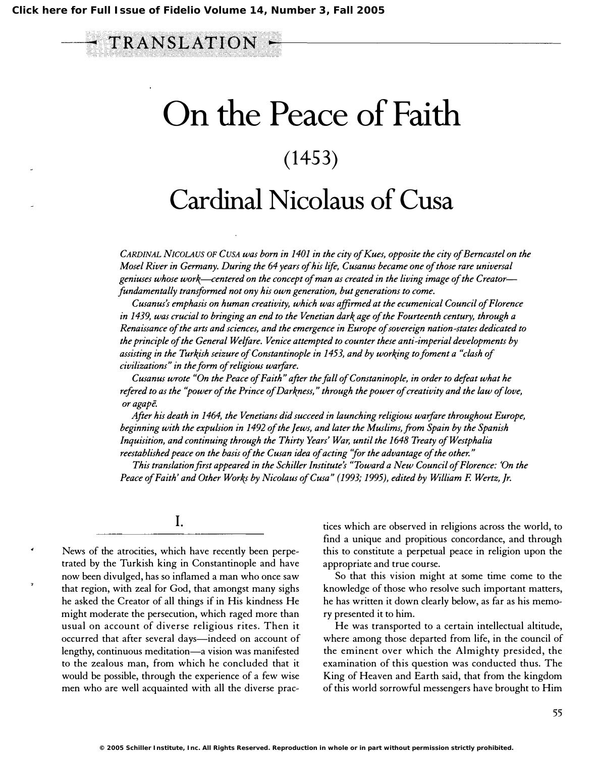TRANSLATION

# On the Peace of Faith

## (1453)

## Cardinal Nicolaus of Cusa

*Cardinal Nicolaus of Cusa was born in 1401 in the city of Kues, opposite the city of Berncastel on the Mosel River in Germany. During the 64 years of his life, Cusanus became one of those rare universal geniuses whose work—centered on the concept of man as created in the living image of the Creator—fundamentally transformed not ony his own generation, but generations to come.*

*Cusanus's emphasis on human creativity, which was affirmed at the ecumenical Council of Florence in 1439, was crucial to bringing an end to the Venetian dark age of the Fourteenth century, through a Renaissance of the arts and sciences, and the emergence in Europe of sovereign nation-states dedicated to the principle of the General Welfare. Venice attempted to counter these anti-imperial developments by assisting in the Turkish seizure of Constantinople in 1453, and by working to foment a "clash of civilizations" in the form of religious warfare.*

*Cusanus wrote "On the Peace of Faith" after the fall of Constaninople, in order to defeat what he refered to as the "power of the Prince of Darkness," through the power of creativity and the law of love, or agapē.*

*After his death in 1464, the Venetians did succeed in launching religious warfare throughout Europe, beginning with the expulsion in 1492 of the Jews, and later the Muslims, from Spain by the Spanish Inquisition, and continuing through the Thirty Years' War, until the 1648 Treaty of Westphalia reestablished peace on the basis of the Cusan idea of acting "for the advantage of the other."*

*This translation first appeared in the Schiller Institute's "Toward a New Council of Florence: 'On the Peace of Faith' and Other Works by Nicolaus of Cusa" (1993; 1995), edited by William F. Wertz, Jr.*

### I.

News of the atrocities, which have recently been perpetrated by the Turkish king in Constantinople and have now been divulged, has so inflamed a man who once saw that region, with zeal for God, that amongst many sighs he asked the Creator of all things if in His kindness He might moderate the persecution, which raged more than usual on account of diverse religious rites. Then it occurred that after several days—indeed on account of lengthy, continuous meditation—a vision was manifested to the zealous man, from which he concluded that it would be possible, through the experience of a few wise men who are well acquainted with all the diverse practices which are observed in religions across the world, to find a unique and propitious concordance, and through this to constitute a perpetual peace in religion upon the appropriate and true course.

So that this vision might at some time come to the knowledge of those who resolve such important matters, he has written it down clearly below, as far as his memory presented it to him.

He was transported to a certain intellectual altitude, where among those departed from life, in the council of the eminent over which the Almighty presided, the examination of this question was conducted thus. The King of Heaven and Earth said, that from the kingdom of this world sorrowful messengers have brought to Him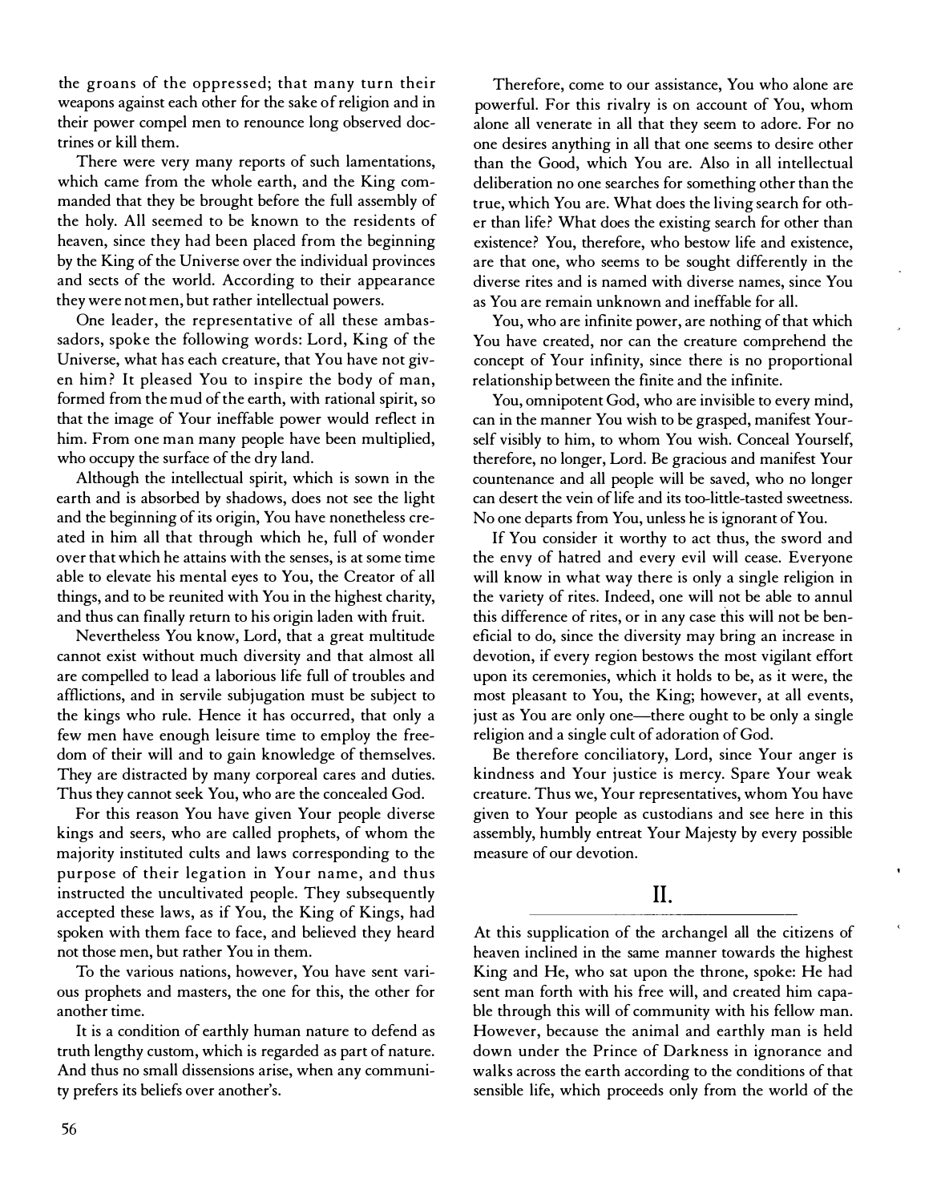the groans of the oppressed; that many turn their weapons against each other for the sake of religion and in their power compel men to renounce long observed doctrines or kill them.

There were very many reports of such lamentations, which came from the whole earth, and the King commanded that they be brought before the full assembly of the holy. All seemed to be known to the residents of heaven, since they had been placed from the beginning by the King of the Universe over the individual provinces and sects of the world. According to their appearance they were not men, but rather intellectual powers.

One leader, the representative of all these ambassadors, spoke the following words: Lord, King of the Universe, what has each creature, that You have not given him? It pleased You to inspire the body of man, formed from the mud of the earth, with rational spirit, so that the image of Your ineffable power would reflect in him. From one man many people have been multiplied, who occupy the surface of the dry land.

Although the intellectual spirit, which is sown in the earth and is absorbed by shadows, does not see the light and the beginning of its origin, You have nonetheless created in him all that through which he, full of wonder over that which he attains with the senses, is at some time able to elevate his mental eyes to You, the Creator of all things, and to be reunited with You in the highest charity, and thus can finally return to his origin laden with fruit.

Nevertheless You know, Lord, that a great multitude cannot exist without much diversity and that almost all are compelled to lead a laborious life full of troubles and afflictions, and in servile subjugation must be subject to the kings who rule. Hence it has occurred, that only a few men have enough leisure time to employ the freedom of their will and to gain knowledge of themselves. They are distracted by many corporeal cares and duties. Thus they cannot seek You, who are the concealed God.

For this reason You have given Your people diverse kings and seers, who are called prophets, of whom the majority instituted cults and laws corresponding to the purpose of their legation in Your name, and thus instructed the uncultivated people. They subsequently accepted these laws, as if You, the King of Kings, had spoken with them face to face, and believed they heard not those men, but rather You in them.

To the various nations, however, You have sent various prophets and masters, the one for this, the other for another time.

It is a condition of earthly human nature to defend as truth lengthy custom, which is regarded as part of nature. And thus no small dissensions arise, when any community prefers its beliefs over another's.

Therefore, come to our assistance, You who alone are powerful. For this rivalry is on account of You, whom alone all venerate in all that they seem to adore. For no one desires anything in all that one seems to desire other than the Good, which You are. Also in all intellectual deliberation no one searches for something other than the true, which You are. What does the living search for other than life? What does the existing search for other than existence? You, therefore, who bestow life and existence, are that one, who seems to be sought differently in the diverse rites and is named with diverse names, since You as You are remain unknown and ineffable for all.

You, who are infinite power, are nothing of that which You have created, nor can the creature comprehend the concept of Your infinity, since there is no proportional relationship between the finite and the infinite.

You, omnipotent God, who are invisible to every mind, can in the manner You wish to be grasped, manifest Yourself visibly to him, to whom You wish. Conceal Yourself, therefore, no longer, Lord. Be gracious and manifest Your countenance and all people will be saved, who no longer can desert the vein of life and its too-little-tasted sweetness. No one departs from You, unless he is ignorant of You.

If You consider it worthy to act thus, the sword and the envy of hatred and every evil will cease. Everyone will know in what way there is only a single religion in the variety of rites. Indeed, one will not be able to annul this difference of rites, or in any case this will not be beneficial to do, since the diversity may bring an increase in devotion, if every region bestows the most vigilant effort upon its ceremonies, which it holds to be, as it were, the most pleasant to You, the King; however, at all events, just as You are only one—there ought to be only a single religion and a single cult of adoration of God.

Be therefore conciliatory, Lord, since Your anger is kindness and Your justice is mercy. Spare Your weak creature. Thus we, Your representatives, whom You have given to Your people as custodians and see here in this assembly, humbly entreat Your Majesty by every possible measure of our devotion.

## II.

At this supplication of the archangel all the citizens of heaven inclined in the same manner towards the highest King and He, who sat upon the throne, spoke: He had sent man forth with his free will, and created him capable through this will of community with his fellow man. However, because the animal and earthly man is held down under the Prince of Darkness in ignorance and walks across the earth according to the conditions of that sensible life, which proceeds only from the world of the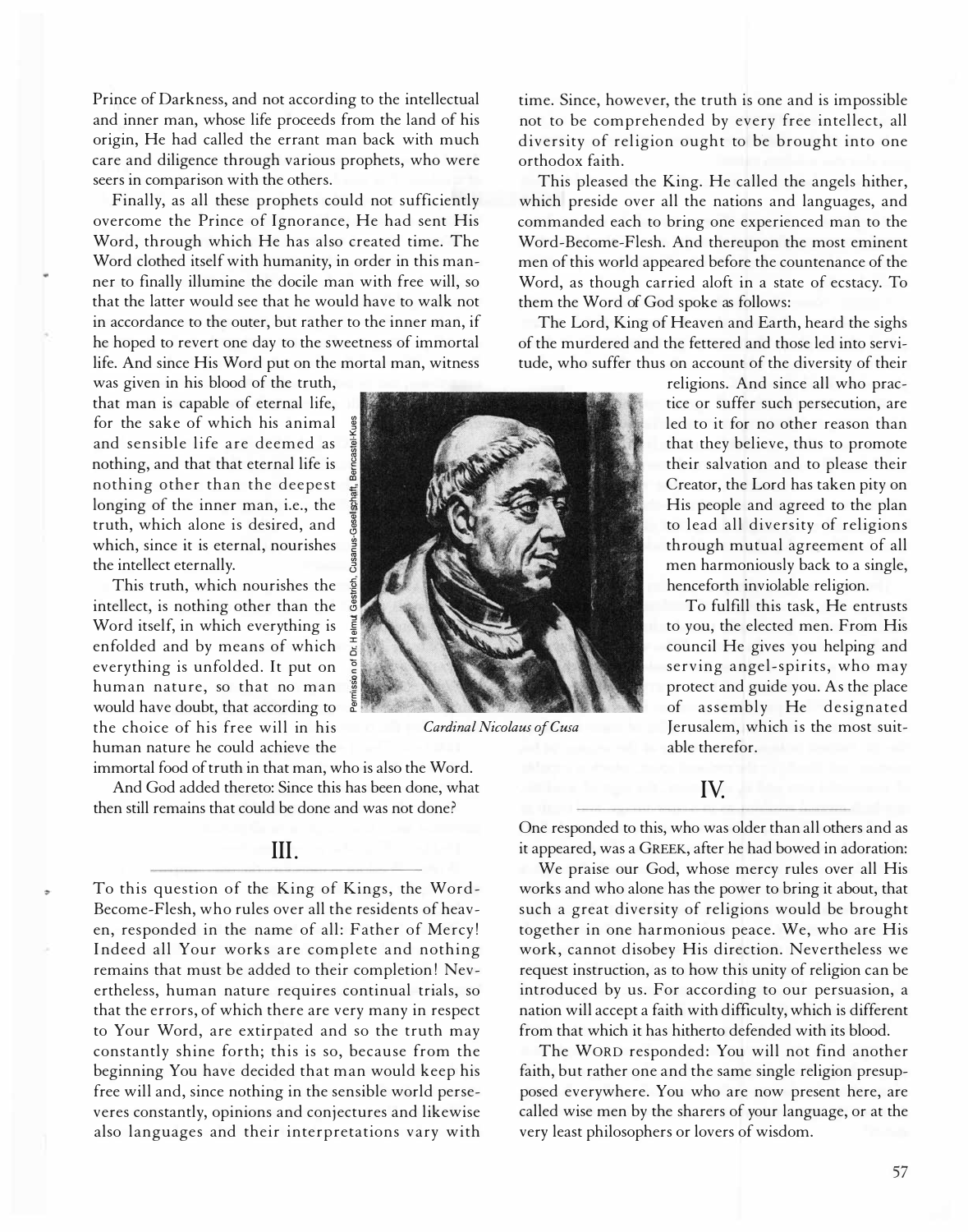Prince of Darkness, and not according to the intellectual and inner man, whose life proceeds from the land of his origin, He had called the errant man back with much care and diligence through various prophets, who were seers in comparison with the others.

Finally, as all these prophets could not sufficiently overcome the Prince of Ignorance, He had sent His Word, through which He has also created time. The Word clothed itself with humanity, in order in this manner to finally illumine the docile man with free will, so that the latter would see that he would have to walk not in accordance to the outer, but rather to the inner man, if he hoped to revert one day to the sweetness of immortal life. And since His Word put on the mortal man, witness was given in his blood of the truth, that man is capable of eternal life, for the sake of which his animal and sensible life are deemed as nothing, and that that eternal life is nothing other than the deepest longing of the inner man, i.e., the truth, which alone is desired, and which, since it is eternal, nourishes the intellect eternally.

This truth, which nourishes the intellect, is nothing other than the Word itself, in which everything is enfolded and by means of which everything is unfolded. It put on human nature, so that no man would have doubt, that according to the choice of his free will in his human nature he could achieve the immortal food of truth in that man, who is also the Word.

And God added thereto: Since this has been done, what then still remains that could be done and was not done?

*Cardinal Nicolaus of Cusa*

Permission of Dr. Helmut Gestrich, Cusanus-Gesellschaft, Berncastel-Kues

## III.

To this question of the King of Kings, the Word-Become-Flesh, who rules over all the residents of heaven, responded in the name of all: Father of Mercy! Indeed all Your works are complete and nothing remains that must be added to their completion! Nevertheless, human nature requires continual trials, so that the errors, of which there are very many in respect to Your Word, are extirpated and so the truth may constantly shine forth; this is so, because from the beginning You have decided that man would keep his free will and, since nothing in the sensible world perseveres constantly, opinions and conjectures and likewise also languages and their interpretations vary with time. Since, however, the truth is one and is impossible not to be comprehended by every free intellect, all diversity of religion ought to be brought into one orthodox faith.

This pleased the King. He called the angels hither, which preside over all the nations and languages, and commanded each to bring one experienced man to the Word-Become-Flesh. And thereupon the most eminent men of this world appeared before the countenance of the Word, as though carried aloft in a state of ecstacy. To them the Word of God spoke as follows:

The Lord, King of Heaven and Earth, heard the sighs of the murdered and the fettered and those led into servitude, who suffer thus on account of the diversity of their religions. And since all who practice or suffer such persecution, are led to it for no other reason than that they believe, thus to promote their salvation and to please their Creator, the Lord has taken pity on His people and agreed to the plan to lead all diversity of religions through mutual agreement of all men harmoniously back to a single, henceforth inviolable religion.

To fulfill this task, He entrusts to you, the elected men. From His council He gives you helping and serving angel-spirits, who may protect and guide you. As the place of assembly He designated Jerusalem, which is the most suitable therefor.

## IV.

One responded to this, who was older than all others and as it appeared, was a GREEK, after he had bowed in adoration:

We praise our God, whose mercy rules over all His works and who alone has the power to bring it about, that such a great diversity of religions would be brought together in one harmonious peace. We, who are His work, cannot disobey His direction. Nevertheless we request instruction, as to how this unity of religion can be introduced by us. For according to our persuasion, a nation will accept a faith with difficulty, which is different from that which it has hitherto defended with its blood.

The WORD responded: You will not find another faith, but rather one and the same single religion presupposed everywhere. You who are now present here, are called wise men by the sharers of your language, or at the very least philosophers or lovers of wisdom.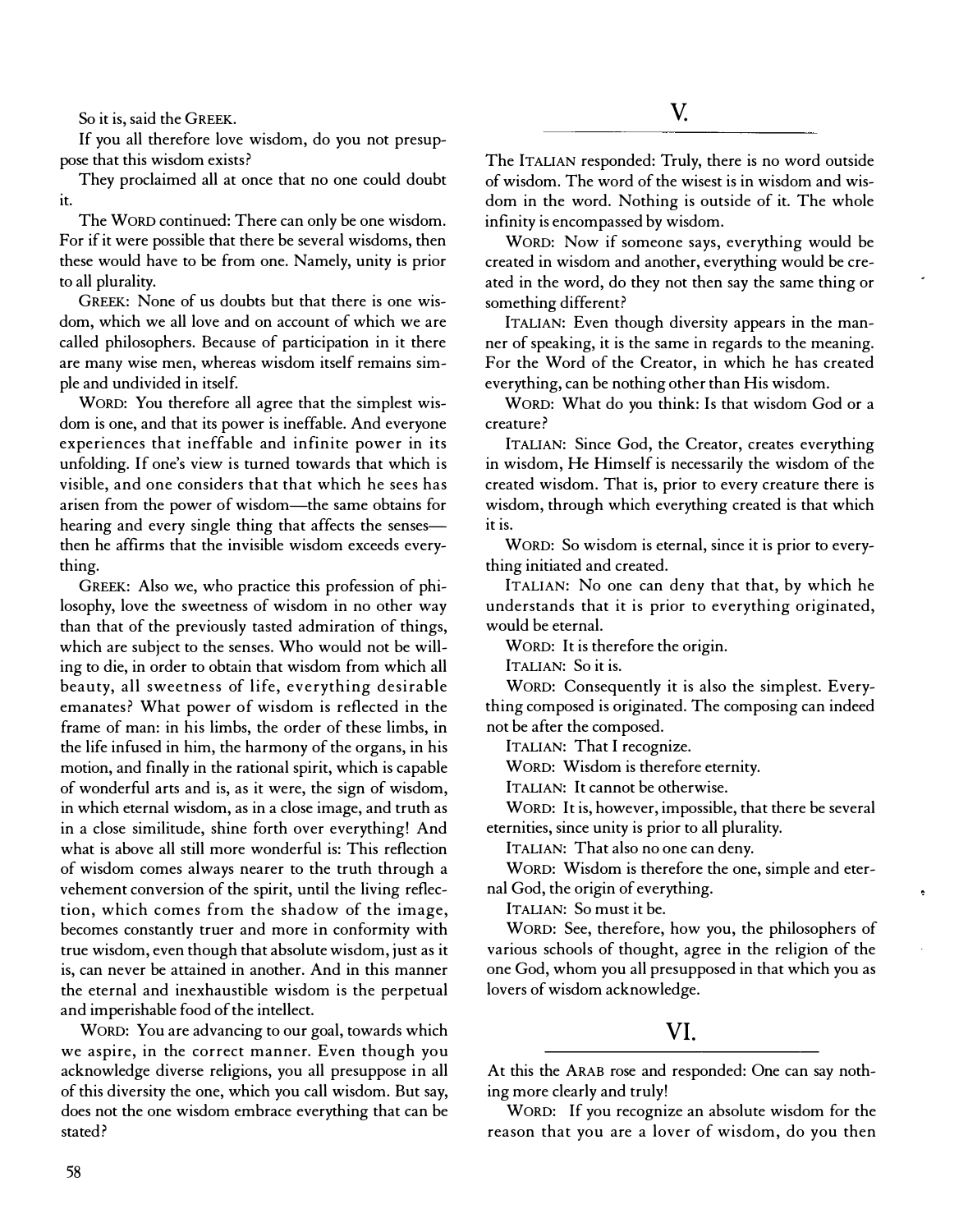So it is, said the GREEK.

If you all therefore love wisdom, do you not presuppose that this wisdom exists?

They proclaimed all at once that no one could doubt it.

The WORD continued: There can only be one wisdom. For if it were possible that there be several wisdoms, then these would have to be from one. Namely, unity is prior to all plurality.

GREEK: None of us doubts but that there is one wisdom, which we all love and on account of which we are called philosophers. Because of participation in it there are many wise men, whereas wisdom itself remains simple and undivided in itself.

WORD: You therefore all agree that the simplest wisdom is one, and that its power is ineffable. And everyone experiences that ineffable and infinite power in its unfolding. If one's view is turned towards that which is visible, and one considers that that which he sees has arisen from the power of wisdom—the same obtains for hearing and every single thing that affects the senses—then he affirms that the invisible wisdom exceeds everything.

GREEK: Also we, who practice this profession of philosophy, love the sweetness of wisdom in no other way than that of the previously tasted admiration of things, which are subject to the senses. Who would not be willing to die, in order to obtain that wisdom from which all beauty, all sweetness of life, everything desirable emanates? What power of wisdom is reflected in the frame of man: in his limbs, the order of these limbs, in the life infused in him, the harmony of the organs, in his motion, and finally in the rational spirit, which is capable of wonderful arts and is, as it were, the sign of wisdom, in which eternal wisdom, as in a close image, and truth as in a close similitude, shine forth over everything! And what is above all still more wonderful is: This reflection of wisdom comes always nearer to the truth through a vehement conversion of the spirit, until the living reflection, which comes from the shadow of the image, becomes constantly truer and more in conformity with true wisdom, even though that absolute wisdom, just as it is, can never be attained in another. And in this manner the eternal and inexhaustible wisdom is the perpetual and imperishable food of the intellect.

WORD: You are advancing to our goal, towards which we aspire, in the correct manner. Even though you acknowledge diverse religions, you all presuppose in all of this diversity the one, which you call wisdom. But say, does not the one wisdom embrace everything that can be stated?

## V.

The ITALIAN responded: Truly, there is no word outside of wisdom. The word of the wisest is in wisdom and wisdom in the word. Nothing is outside of it. The whole infinity is encompassed by wisdom.

WORD: Now if someone says, everything would be created in wisdom and another, everything would be created in the word, do they not then say the same thing or something different?

ITALIAN: Even though diversity appears in the manner of speaking, it is the same in regards to the meaning. For the Word of the Creator, in which he has created everything, can be nothing other than His wisdom.

WORD: What do you think: Is that wisdom God or a creature?

ITALIAN: Since God, the Creator, creates everything in wisdom, He Himself is necessarily the wisdom of the created wisdom. That is, prior to every creature there is wisdom, through which everything created is that which it is.

WORD: So wisdom is eternal, since it is prior to everything initiated and created.

ITALIAN: No one can deny that that, by which he understands that it is prior to everything originated, would be eternal.

WORD: It is therefore the origin.

ITALIAN: So it is.

WORD: Consequently it is also the simplest. Everything composed is originated. The composing can indeed not be after the composed.

ITALIAN: That I recognize.

WORD: Wisdom is therefore eternity.

ITALIAN: It cannot be otherwise.

WORD: It is, however, impossible, that there be several eternities, since unity is prior to all plurality.

ITALIAN: That also no one can deny.

WORD: Wisdom is therefore the one, simple and eternal God, the origin of everything.

ITALIAN: So must it be.

WORD: See, therefore, how you, the philosophers of various schools of thought, agree in the religion of the one God, whom you all presupposed in that which you as lovers of wisdom acknowledge.

## VI.

At this the ARAB rose and responded: One can say nothing more clearly and truly!

WORD: If you recognize an absolute wisdom for the reason that you are a lover of wisdom, do you then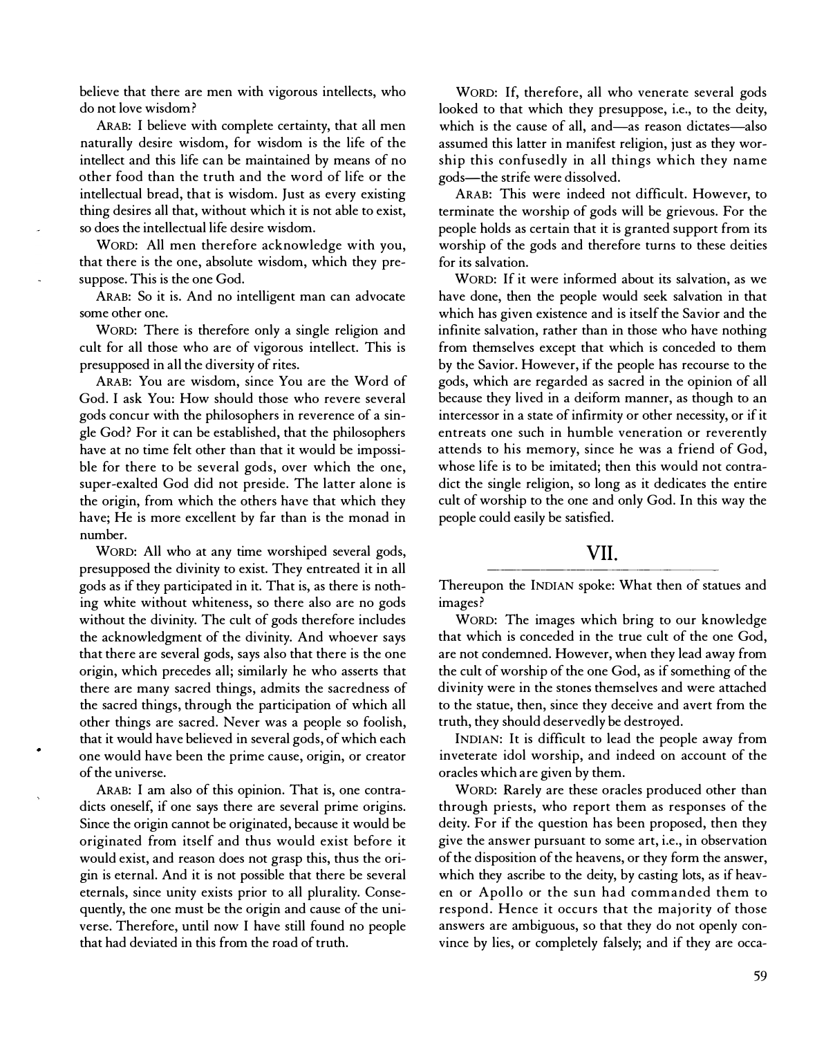believe that there are men with vigorous intellects, who do not love wisdom?

ARAB: I believe with complete certainty, that all men naturally desire wisdom, for wisdom is the life of the intellect and this life can be maintained by means of no other food than the truth and the word of life or the intellectual bread, that is wisdom. Just as every existing thing desires all that, without which it is not able to exist, so does the intellectual life desire wisdom.

WORD: All men therefore acknowledge with you, that there is the one, absolute wisdom, which they presuppose. This is the one God.

ARAB: So it is. And no intelligent man can advocate some other one.

WORD: There is therefore only a single religion and cult for all those who are of vigorous intellect. This is presupposed in all the diversity of rites.

ARAB: You are wisdom, since You are the Word of God. I ask You: How should those who revere several gods concur with the philosophers in reverence of a single God? For it can be established, that the philosophers have at no time felt other than that it would be impossible for there to be several gods, over which the one, super-exalted God did not preside. The latter alone is the origin, from which the others have that which they have; He is more excellent by far than is the monad in number.

WORD: All who at any time worshiped several gods, presupposed the divinity to exist. They entreated it in all gods as if they participated in it. That is, as there is nothing white without whiteness, so there also are no gods without the divinity. The cult of gods therefore includes the acknowledgment of the divinity. And whoever says that there are several gods, says also that there is the one origin, which precedes all; similarly he who asserts that there are many sacred things, admits the sacredness of the sacred things, through the participation of which all other things are sacred. Never was a people so foolish, that it would have believed in several gods, of which each one would have been the prime cause, origin, or creator of the universe.

ARAB: I am also of this opinion. That is, one contradicts oneself, if one says there are several prime origins. Since the origin cannot be originated, because it would be originated from itself and thus would exist before it would exist, and reason does not grasp this, thus the origin is eternal. And it is not possible that there be several eternals, since unity exists prior to all plurality. Consequently, the one must be the origin and cause of the universe. Therefore, until now I have still found no people that had deviated in this from the road of truth.

WORD: If, therefore, all who venerate several gods looked to that which they presuppose, i.e., to the deity, which is the cause of all, and—as reason dictates—also assumed this latter in manifest religion, just as they worship this confusedly in all things which they name gods—the strife were dissolved.

ARAB: This were indeed not difficult. However, to terminate the worship of gods will be grievous. For the people holds as certain that it is granted support from its worship of the gods and therefore turns to these deities for its salvation.

WORD: If it were informed about its salvation, as we have done, then the people would seek salvation in that which has given existence and is itself the Savior and the infinite salvation, rather than in those who have nothing from themselves except that which is conceded to them by the Savior. However, if the people has recourse to the gods, which are regarded as sacred in the opinion of all because they lived in a deiform manner, as though to an intercessor in a state of infirmity or other necessity, or if it entreats one such in humble veneration or reverently attends to his memory, since he was a friend of God, whose life is to be imitated; then this would not contradict the single religion, so long as it dedicates the entire cult of worship to the one and only God. In this way the people could easily be satisfied.

## VII.

Thereupon the INDIAN spoke: What then of statues and images?

WORD: The images which bring to our knowledge that which is conceded in the true cult of the one God, are not condemned. However, when they lead away from the cult of worship of the one God, as if something of the divinity were in the stones themselves and were attached to the statue, then, since they deceive and avert from the truth, they should deservedly be destroyed.

INDIAN: It is difficult to lead the people away from inveterate idol worship, and indeed on account of the oracles which are given by them.

WORD: Rarely are these oracles produced other than through priests, who report them as responses of the deity. For if the question has been proposed, then they give the answer pursuant to some art, i.e., in observation of the disposition of the heavens, or they form the answer, which they ascribe to the deity, by casting lots, as if heaven or Apollo or the sun had commanded them to respond. Hence it occurs that the majority of those answers are ambiguous, so that they do not openly convince by lies, or completely falsely; and if they are occa-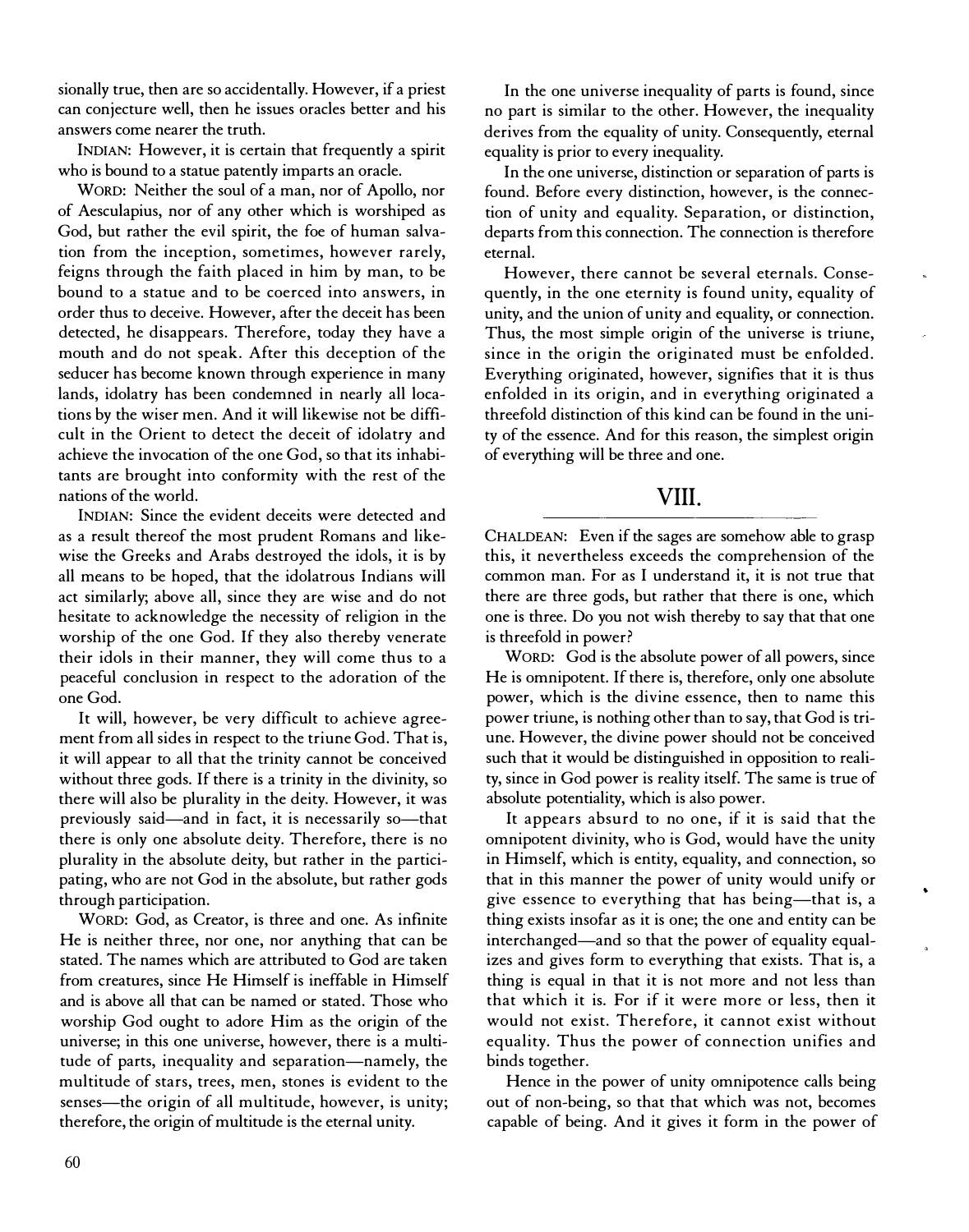sionally true, then are so accidentally. However, if a priest can conjecture well, then he issues oracles better and his answers come nearer the truth.

INDIAN: However, it is certain that frequently a spirit who is bound to a statue patently imparts an oracle.

WORD: Neither the soul of a man, nor of Apollo, nor of Aesculapius, nor of any other which is worshiped as God, but rather the evil spirit, the foe of human salvation from the inception, sometimes, however rarely, feigns through the faith placed in him by man, to be bound to a statue and to be coerced into answers, in order thus to deceive. However, after the deceit has been detected, he disappears. Therefore, today they have a mouth and do not speak. After this deception of the seducer has become known through experience in many lands, idolatry has been condemned in nearly all locations by the wiser men. And it will likewise not be difficult in the Orient to detect the deceit of idolatry and achieve the invocation of the one God, so that its inhabitants are brought into conformity with the rest of the nations of the world.

INDIAN: Since the evident deceits were detected and as a result thereof the most prudent Romans and likewise the Greeks and Arabs destroyed the idols, it is by all means to be hoped, that the idolatrous Indians will act similarly; above all, since they are wise and do not hesitate to acknowledge the necessity of religion in the worship of the one God. If they also thereby venerate their idols in their manner, they will come thus to a peaceful conclusion in respect to the adoration of the one God.

It will, however, be very difficult to achieve agreement from all sides in respect to the triune God. That is, it will appear to all that the trinity cannot be conceived without three gods. If there is a trinity in the divinity, so there will also be plurality in the deity. However, it was previously said—and in fact, it is necessarily so—that there is only one absolute deity. Therefore, there is no plurality in the absolute deity, but rather in the participating, who are not God in the absolute, but rather gods through participation.

WORD: God, as Creator, is three and one. As infinite He is neither three, nor one, nor anything that can be stated. The names which are attributed to God are taken from creatures, since He Himself is ineffable in Himself and is above all that can be named or stated. Those who worship God ought to adore Him as the origin of the universe; in this one universe, however, there is a multitude of parts, inequality and separation—namely, the multitude of stars, trees, men, stones is evident to the senses—the origin of all multitude, however, is unity; therefore, the origin of multitude is the eternal unity.

In the one universe inequality of parts is found, since no part is similar to the other. However, the inequality derives from the equality of unity. Consequently, eternal equality is prior to every inequality.

In the one universe, distinction or separation of parts is found. Before every distinction, however, is the connection of unity and equality. Separation, or distinction, departs from this connection. The connection is therefore eternal.

However, there cannot be several eternals. Consequently, in the one eternity is found unity, equality of unity, and the union of unity and equality, or connection. Thus, the most simple origin of the universe is triune, since in the origin the originated must be enfolded. Everything originated, however, signifies that it is thus enfolded in its origin, and in everything originated a threefold distinction of this kind can be found in the unity of the essence. And for this reason, the simplest origin of everything will be three and one.

## VIII.

CHALDEAN: Even if the sages are somehow able to grasp this, it nevertheless exceeds the comprehension of the common man. For as I understand it, it is not true that there are three gods, but rather that there is one, which one is three. Do you not wish thereby to say that that one is threefold in power?

WORD: God is the absolute power of all powers, since He is omnipotent. If there is, therefore, only one absolute power, which is the divine essence, then to name this power triune, is nothing other than to say, that God is triune. However, the divine power should not be conceived such that it would be distinguished in opposition to reality, since in God power is reality itself. The same is true of absolute potentiality, which is also power.

It appears absurd to no one, if it is said that the omnipotent divinity, who is God, would have the unity in Himself, which is entity, equality, and connection, so that in this manner the power of unity would unify or give essence to everything that has being—that is, a thing exists insofar as it is one; the one and entity can be interchanged—and so that the power of equality equalizes and gives form to everything that exists. That is, a thing is equal in that it is not more and not less than that which it is. For if it were more or less, then it would not exist. Therefore, it cannot exist without equality. Thus the power of connection unifies and binds together.

Hence in the power of unity omnipotence calls being out of non-being, so that that which was not, becomes capable of being. And it gives it form in the power of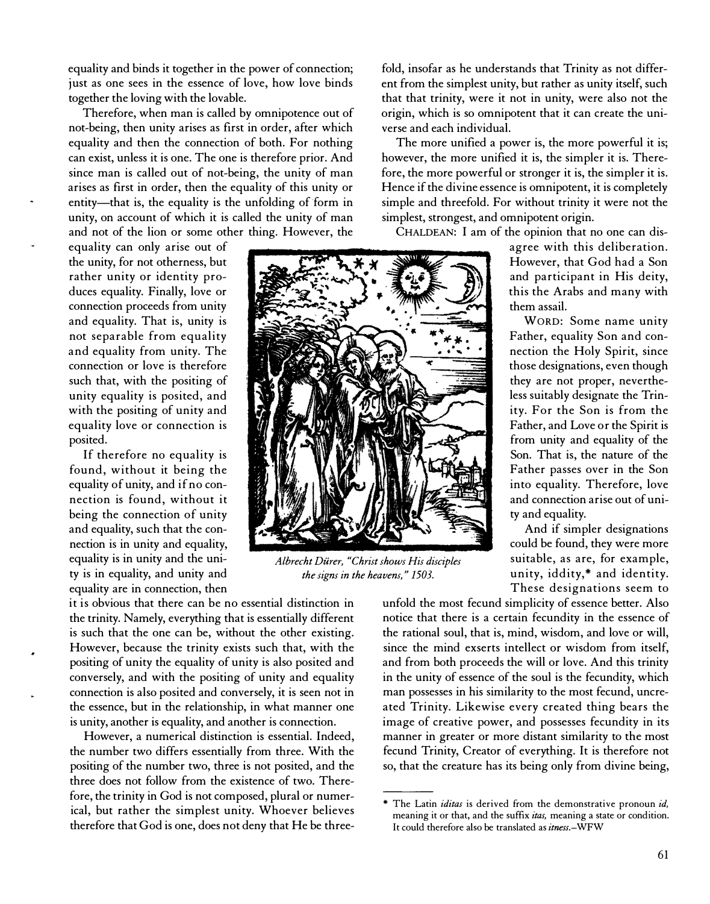equality and binds it together in the power of connection; just as one sees in the essence of love, how love binds together the loving with the lovable.

Therefore, when man is called by omnipotence out of not-being, then unity arises as first in order, after which equality and then the connection of both. For nothing can exist, unless it is one. The one is therefore prior. And since man is called out of not-being, the unity of man arises as first in order, then the equality of this unity or entity—that is, the equality is the unfolding of form in unity, on account of which it is called the unity of man and not of the lion or some other thing. However, the equality can only arise out of the unity, for not otherness, but rather unity or identity produces equality. Finally, love or connection proceeds from unity and equality. That is, unity is not separable from equality and equality from unity. The connection or love is therefore such that, with the positing of unity equality is posited, and with the positing of unity and equality love or connection is posited.

If therefore no equality is found, without it being the equality of unity, and if no connection is found, without it being the connection of unity and equality, such that the connection is in unity and equality, equality is in unity and the unity is in equality, and unity and equality are in connection, then it is obvious that there can be no essential distinction in the trinity. Namely, everything that is essentially different is such that the one can be, without the other existing. However, because the trinity exists such that, with the positing of unity the equality of unity is also posited and conversely, and with the positing of unity and equality connection is also posited and conversely, it is seen not in the essence, but in the relationship, in what manner one is unity, another is equality, and another is connection.

However, a numerical distinction is essential. Indeed, the number two differs essentially from three. With the positing of the number two, three is not posited, and the three does not follow from the existence of two. Therefore, the trinity in God is not composed, plural or numerical, but rather the simplest unity. Whoever believes therefore that God is one, does not deny that He be threefold, insofar as he understands that Trinity as not different from the simplest unity, but rather as unity itself, such that that trinity, were it not in unity, were also not the origin, which is so omnipotent that it can create the universe and each individual.

The more unified a power is, the more powerful it is; however, the more unified it is, the simpler it is. Therefore, the more powerful or stronger it is, the simpler it is. Hence if the divine essence is omnipotent, it is completely simple and threefold. For without trinity it were not the simplest, strongest, and omnipotent origin.

CHALDEAN: I am of the opinion that no one can disagree with this deliberation. However, that God had a Son and participant in His deity, this the Arabs and many with them assail.

WORD: Some name unity Father, equality Son and connection the Holy Spirit, since those designations, even though they are not proper, nevertheless suitably designate the Trinity. For the Son is from the Father, and Love or the Spirit is from unity and equality of the Son. That is, the nature of the Father passes over in the Son into equality. Therefore, love and connection arise out of unity and equality.

And if simpler designations could be found, they were more suitable, as are, for example, unity, iddity,* and identity. These designations seem to unfold the most fecund simplicity of essence better. Also notice that there is a certain fecundity in the essence of the rational soul, that is, mind, wisdom, and love or will, since the mind exserts intellect or wisdom from itself, and from both proceeds the will or love. And this trinity in the unity of essence of the soul is the fecundity, which man possesses in his similarity to the most fecund, uncreated Trinity. Likewise every created thing bears the image of creative power, and possesses fecundity in its manner in greater or more distant similarity to the most fecund Trinity, Creator of everything. It is therefore not so, that the creature has its being only from divine being,

*Albrecht Dürer, "Christ shows His disciples the signs in the heavens," 1503.*

---

\* The Latin *iditas* is derived from the demonstrative pronoun *id*, meaning it or that, and the suffix *itas*, meaning a state or condition. It could therefore also be translated as *itness*.–WFW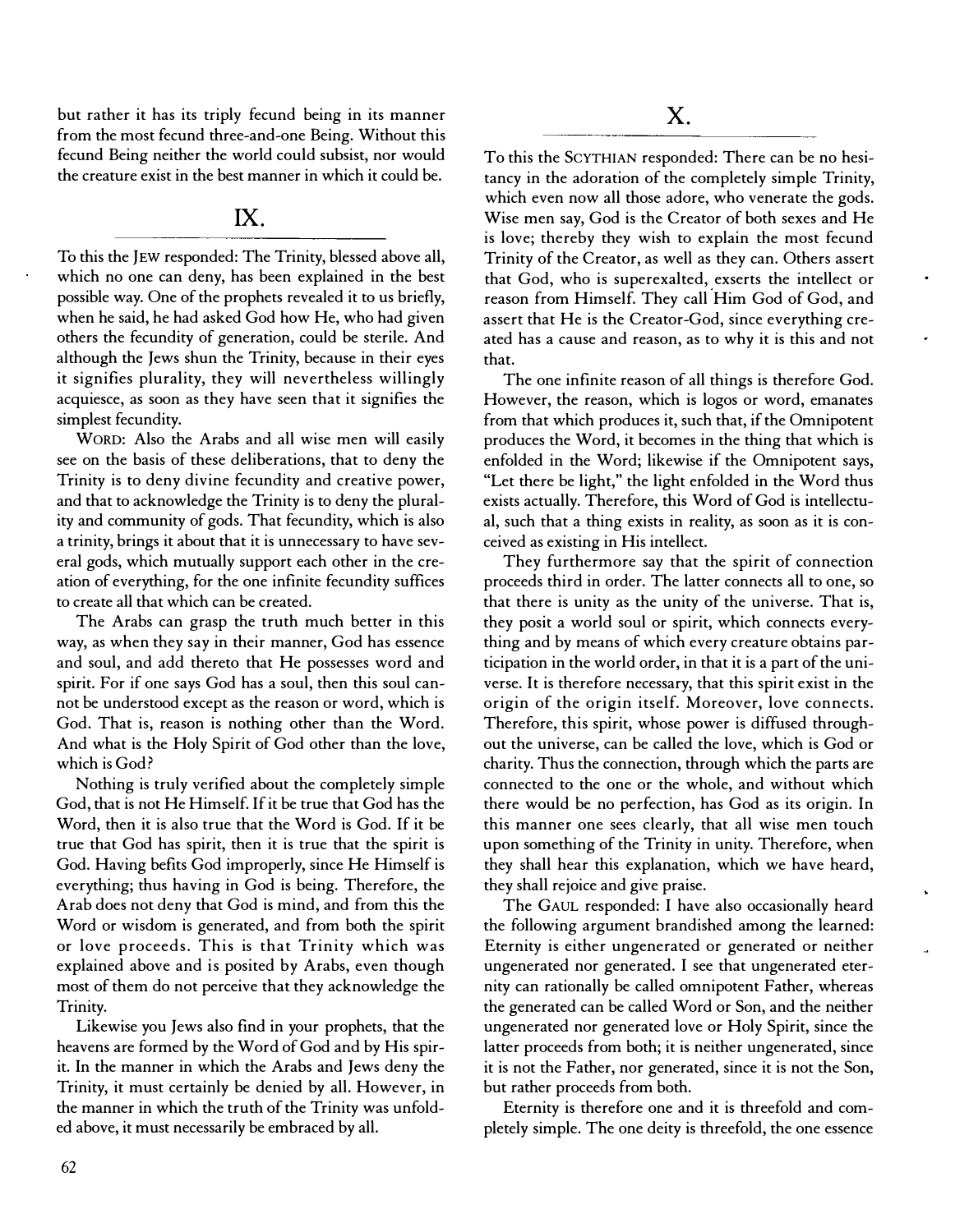but rather it has its triply fecund being in its manner from the most fecund three-and-one Being. Without this fecund Being neither the world could subsist, nor would the creature exist in the best manner in which it could be.

## IX.

To this the JEW responded: The Trinity, blessed above all, which no one can deny, has been explained in the best possible way. One of the prophets revealed it to us briefly, when he said, he had asked God how He, who had given others the fecundity of generation, could be sterile. And although the Jews shun the Trinity, because in their eyes it signifies plurality, they will nevertheless willingly acquiesce, as soon as they have seen that it signifies the simplest fecundity.

WORD: Also the Arabs and all wise men will easily see on the basis of these deliberations, that to deny the Trinity is to deny divine fecundity and creative power, and that to acknowledge the Trinity is to deny the plurality and community of gods. That fecundity, which is also a trinity, brings it about that it is unnecessary to have several gods, which mutually support each other in the creation of everything, for the one infinite fecundity suffices to create all that which can be created.

The Arabs can grasp the truth much better in this way, as when they say in their manner, God has essence and soul, and add thereto that He possesses word and spirit. For if one says God has a soul, then this soul cannot be understood except as the reason or word, which is God. That is, reason is nothing other than the Word. And what is the Holy Spirit of God other than the love, which is God?

Nothing is truly verified about the completely simple God, that is not He Himself. If it be true that God has the Word, then it is also true that the Word is God. If it be true that God has spirit, then it is true that the spirit is God. Having befits God improperly, since He Himself is everything; thus having in God is being. Therefore, the Arab does not deny that God is mind, and from this the Word or wisdom is generated, and from both the spirit or love proceeds. This is that Trinity which was explained above and is posited by Arabs, even though most of them do not perceive that they acknowledge the Trinity.

Likewise you Jews also find in your prophets, that the heavens are formed by the Word of God and by His spirit. In the manner in which the Arabs and Jews deny the Trinity, it must certainly be denied by all. However, in the manner in which the truth of the Trinity was unfolded above, it must necessarily be embraced by all.

## X.

To this the SCYTHIAN responded: There can be no hesitancy in the adoration of the completely simple Trinity, which even now all those adore, who venerate the gods. Wise men say, God is the Creator of both sexes and He is love; thereby they wish to explain the most fecund Trinity of the Creator, as well as they can. Others assert that God, who is superexalted, exserts the intellect or reason from Himself. They call Him God of God, and assert that He is the Creator-God, since everything created has a cause and reason, as to why it is this and not that.

The one infinite reason of all things is therefore God. However, the reason, which is logos or word, emanates from that which produces it, such that, if the Omnipotent produces the Word, it becomes in the thing that which is enfolded in the Word; likewise if the Omnipotent says, "Let there be light," the light enfolded in the Word thus exists actually. Therefore, this Word of God is intellectual, such that a thing exists in reality, as soon as it is conceived as existing in His intellect.

They furthermore say that the spirit of connection proceeds third in order. The latter connects all to one, so that there is unity as the unity of the universe. That is, they posit a world soul or spirit, which connects everything and by means of which every creature obtains participation in the world order, in that it is a part of the universe. It is therefore necessary, that this spirit exist in the origin of the origin itself. Moreover, love connects. Therefore, this spirit, whose power is diffused throughout the universe, can be called the love, which is God or charity. Thus the connection, through which the parts are connected to the one or the whole, and without which there would be no perfection, has God as its origin. In this manner one sees clearly, that all wise men touch upon something of the Trinity in unity. Therefore, when they shall hear this explanation, which we have heard, they shall rejoice and give praise.

The GAUL responded: I have also occasionally heard the following argument brandished among the learned: Eternity is either ungenerated or generated or neither ungenerated nor generated. I see that ungenerated eternity can rationally be called omnipotent Father, whereas the generated can be called Word or Son, and the neither ungenerated nor generated love or Holy Spirit, since the latter proceeds from both; it is neither ungenerated, since it is not the Father, nor generated, since it is not the Son, but rather proceeds from both.

Eternity is therefore one and it is threefold and completely simple. The one deity is threefold, the one essence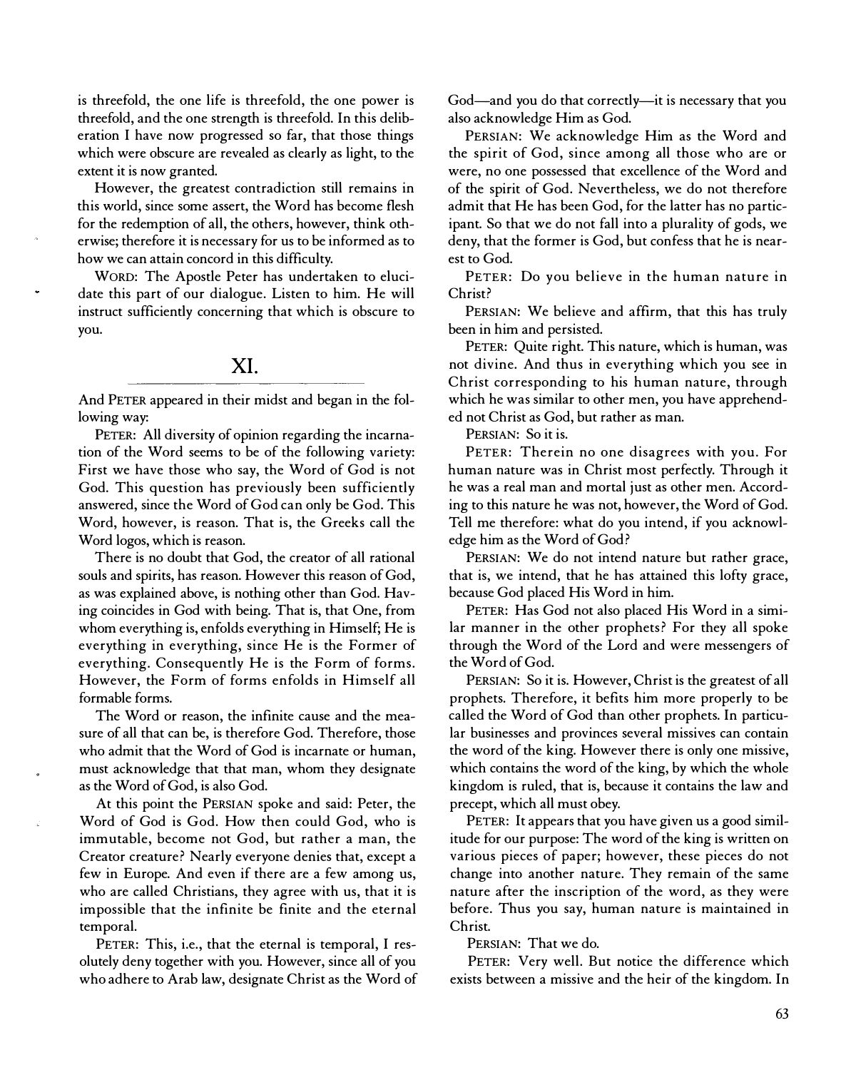is threefold, the one life is threefold, the one power is threefold, and the one strength is threefold. In this deliberation I have now progressed so far, that those things which were obscure are revealed as clearly as light, to the extent it is now granted.

However, the greatest contradiction still remains in this world, since some assert, the Word has become flesh for the redemption of all, the others, however, think otherwise; therefore it is necessary for us to be informed as to how we can attain concord in this difficulty.

WORD: The Apostle Peter has undertaken to elucidate this part of our dialogue. Listen to him. He will instruct sufficiently concerning that which is obscure to you.

## XI.

And PETER appeared in their midst and began in the following way:

PETER: All diversity of opinion regarding the incarnation of the Word seems to be of the following variety: First we have those who say, the Word of God is not God. This question has previously been sufficiently answered, since the Word of God can only be God. This Word, however, is reason. That is, the Greeks call the Word logos, which is reason.

There is no doubt that God, the creator of all rational souls and spirits, has reason. However this reason of God, as was explained above, is nothing other than God. Having coincides in God with being. That is, that One, from whom everything is, enfolds everything in Himself; He is everything in everything, since He is the Former of everything. Consequently He is the Form of forms. However, the Form of forms enfolds in Himself all formable forms.

The Word or reason, the infinite cause and the measure of all that can be, is therefore God. Therefore, those who admit that the Word of God is incarnate or human, must acknowledge that that man, whom they designate as the Word of God, is also God.

At this point the PERSIAN spoke and said: Peter, the Word of God is God. How then could God, who is immutable, become not God, but rather a man, the Creator creature? Nearly everyone denies that, except a few in Europe. And even if there are a few among us, who are called Christians, they agree with us, that it is impossible that the infinite be finite and the eternal temporal.

PETER: This, i.e., that the eternal is temporal, I resolutely deny together with you. However, since all of you who adhere to Arab law, designate Christ as the Word of God—and you do that correctly—it is necessary that you also acknowledge Him as God.

PERSIAN: We acknowledge Him as the Word and the spirit of God, since among all those who are or were, no one possessed that excellence of the Word and of the spirit of God. Nevertheless, we do not therefore admit that He has been God, for the latter has no participant. So that we do not fall into a plurality of gods, we deny, that the former is God, but confess that he is nearest to God.

PETER: Do you believe in the human nature in Christ?

PERSIAN: We believe and affirm, that this has truly been in him and persisted.

PETER: Quite right. This nature, which is human, was not divine. And thus in everything which you see in Christ corresponding to his human nature, through which he was similar to other men, you have apprehended not Christ as God, but rather as man.

PERSIAN: So it is.

PETER: Therein no one disagrees with you. For human nature was in Christ most perfectly. Through it he was a real man and mortal just as other men. According to this nature he was not, however, the Word of God. Tell me therefore: what do you intend, if you acknowledge him as the Word of God?

PERSIAN: We do not intend nature but rather grace, that is, we intend, that he has attained this lofty grace, because God placed His Word in him.

PETER: Has God not also placed His Word in a similar manner in the other prophets? For they all spoke through the Word of the Lord and were messengers of the Word of God.

PERSIAN: So it is. However, Christ is the greatest of all prophets. Therefore, it befits him more properly to be called the Word of God than other prophets. In particular businesses and provinces several missives can contain the word of the king. However there is only one missive, which contains the word of the king, by which the whole kingdom is ruled, that is, because it contains the law and precept, which all must obey.

PETER: It appears that you have given us a good similitude for our purpose: The word of the king is written on various pieces of paper; however, these pieces do not change into another nature. They remain of the same nature after the inscription of the word, as they were before. Thus you say, human nature is maintained in Christ.

PERSIAN: That we do.

PETER: Very well. But notice the difference which exists between a missive and the heir of the kingdom. In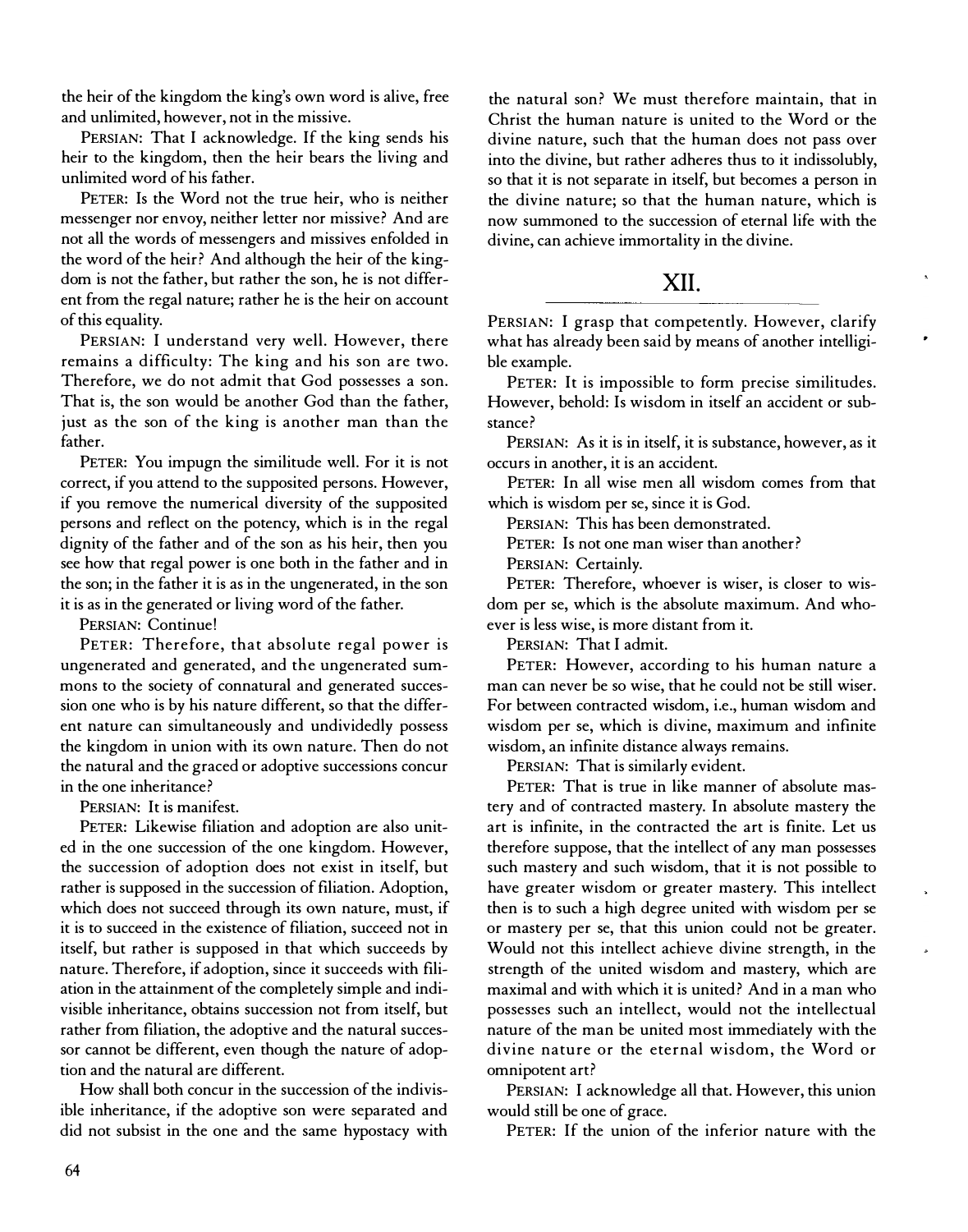the heir of the kingdom the king's own word is alive, free and unlimited, however, not in the missive.

PERSIAN: That I acknowledge. If the king sends his heir to the kingdom, then the heir bears the living and unlimited word of his father.

PETER: Is the Word not the true heir, who is neither messenger nor envoy, neither letter nor missive? And are not all the words of messengers and missives enfolded in the word of the heir? And although the heir of the kingdom is not the father, but rather the son, he is not different from the regal nature; rather he is the heir on account of this equality.

PERSIAN: I understand very well. However, there remains a difficulty: The king and his son are two. Therefore, we do not admit that God possesses a son. That is, the son would be another God than the father, just as the son of the king is another man than the father.

PETER: You impugn the similitude well. For it is not correct, if you attend to the supposited persons. However, if you remove the numerical diversity of the supposited persons and reflect on the potency, which is in the regal dignity of the father and of the son as his heir, then you see how that regal power is one both in the father and in the son; in the father it is as in the ungenerated, in the son it is as in the generated or living word of the father.

PERSIAN: Continue!

PETER: Therefore, that absolute regal power is ungenerated and generated, and the ungenerated summons to the society of connatural and generated succession one who is by his nature different, so that the different nature can simultaneously and undividedly possess the kingdom in union with its own nature. Then do not the natural and the graced or adoptive successions concur in the one inheritance?

PERSIAN: It is manifest.

PETER: Likewise filiation and adoption are also united in the one succession of the one kingdom. However, the succession of adoption does not exist in itself, but rather is supposed in the succession of filiation. Adoption, which does not succeed through its own nature, must, if it is to succeed in the existence of filiation, succeed not in itself, but rather is supposed in that which succeeds by nature. Therefore, if adoption, since it succeeds with filiation in the attainment of the completely simple and indivisible inheritance, obtains succession not from itself, but rather from filiation, the adoptive and the natural successor cannot be different, even though the nature of adoption and the natural are different.

How shall both concur in the succession of the indivisible inheritance, if the adoptive son were separated and did not subsist in the one and the same hypostacy with the natural son? We must therefore maintain, that in Christ the human nature is united to the Word or the divine nature, such that the human does not pass over into the divine, but rather adheres thus to it indissolubly, so that it is not separate in itself, but becomes a person in the divine nature; so that the human nature, which is now summoned to the succession of eternal life with the divine, can achieve immortality in the divine.

## XII.

PERSIAN: I grasp that competently. However, clarify what has already been said by means of another intelligible example.

PETER: It is impossible to form precise similitudes. However, behold: Is wisdom in itself an accident or substance?

PERSIAN: As it is in itself, it is substance, however, as it occurs in another, it is an accident.

PETER: In all wise men all wisdom comes from that which is wisdom per se, since it is God.

PERSIAN: This has been demonstrated.

PETER: Is not one man wiser than another?

PERSIAN: Certainly.

PETER: Therefore, whoever is wiser, is closer to wisdom per se, which is the absolute maximum. And whoever is less wise, is more distant from it.

PERSIAN: That I admit.

PETER: However, according to his human nature a man can never be so wise, that he could not be still wiser. For between contracted wisdom, i.e., human wisdom and wisdom per se, which is divine, maximum and infinite wisdom, an infinite distance always remains.

PERSIAN: That is similarly evident.

PETER: That is true in like manner of absolute mastery and of contracted mastery. In absolute mastery the art is infinite, in the contracted the art is finite. Let us therefore suppose, that the intellect of any man possesses such mastery and such wisdom, that it is not possible to have greater wisdom or greater mastery. This intellect then is to such a high degree united with wisdom per se or mastery per se, that this union could not be greater. Would not this intellect achieve divine strength, in the strength of the united wisdom and mastery, which are maximal and with which it is united? And in a man who possesses such an intellect, would not the intellectual nature of the man be united most immediately with the divine nature or the eternal wisdom, the Word or omnipotent art?

PERSIAN: I acknowledge all that. However, this union would still be one of grace.

PETER: If the union of the inferior nature with the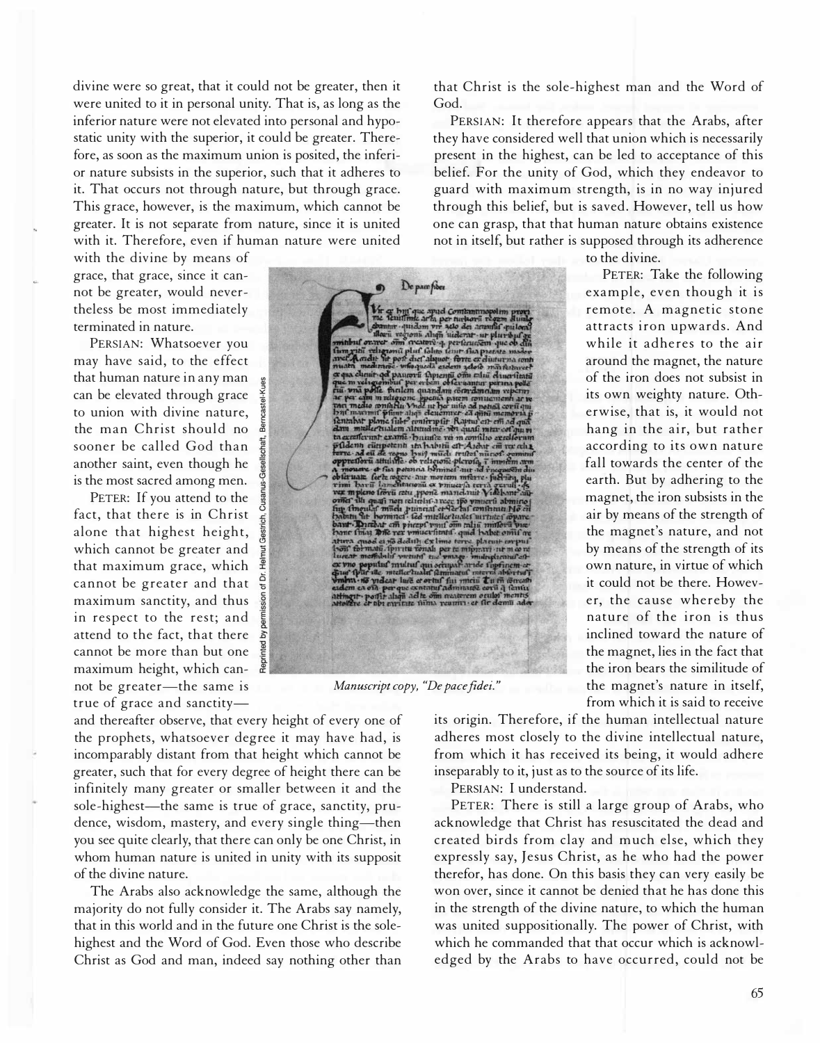divine were so great, that it could not be greater, then it were united to it in personal unity. That is, as long as the inferior nature were not elevated into personal and hypostatic unity with the superior, it could be greater. Therefore, as soon as the maximum union is posited, the inferior nature subsists in the superior, such that it adheres to it. That occurs not through nature, but through grace. This grace, however, is the maximum, which cannot be greater. It is not separate from nature, since it is united with it. Therefore, even if human nature were united with the divine by means of grace, that grace, since it cannot be greater, would nevertheless be most immediately terminated in nature.

PERSIAN: Whatsoever you may have said, to the effect that human nature in any man can be elevated through grace to union with divine nature, the man Christ should no sooner be called God than another saint, even though he is the most sacred among men.

PETER: If you attend to the fact, that there is in Christ alone that highest height, which cannot be greater and that maximum grace, which cannot be greater and that maximum sanctity, and thus in respect to the rest; and attend to the fact, that there cannot be more than but one maximum height, which cannot be greater—the same is true of grace and sanctity—and thereafter observe, that every height of every one of the prophets, whatsoever degree it may have had, is incomparably distant from that height which cannot be greater, such that for every degree of height there can be infinitely many greater or smaller between it and the sole-highest—the same is true of grace, sanctity, prudence, wisdom, mastery, and every single thing—then you see quite clearly, that there can only be one Christ, in whom human nature is united in unity with its supposit of the divine nature.

The Arabs also acknowledge the same, although the majority do not fully consider it. The Arabs say namely, that in this world and in the future one Christ is the sole-highest and the Word of God. Even those who describe Christ as God and man, indeed say nothing other than that Christ is the sole-highest man and the Word of God.

PERSIAN: It therefore appears that the Arabs, after they have considered well that union which is necessarily present in the highest, can be led to acceptance of this belief. For the unity of God, which they endeavor to guard with maximum strength, is in no way injured through this belief, but is saved. However, tell us how one can grasp, that that human nature obtains existence not in itself, but rather is supposed through its adherence to the divine.

PETER: Take the following example, even though it is remote. A magnetic stone attracts iron upwards. And while it adheres to the air around the magnet, the nature of the iron does not subsist in its own weighty nature. Otherwise, that is, it would not hang in the air, but rather according to its own nature fall towards the center of the earth. But by adhering to the magnet, the iron subsists in the air by means of the strength of the magnet's nature, and not by means of the strength of its own nature, in virtue of which it could not be there. However, the cause whereby the nature of the iron is thus inclined toward the nature of the magnet, lies in the fact that the iron bears the similitude of the magnet's nature in itself, from which it is said to receive its origin. Therefore, if the human intellectual nature adheres most closely to the divine intellectual nature, from which it has received its being, it would adhere inseparably to it, just as to the source of its life.

Reprinted by permission of Dr. Helmut Gestrich, Cusanus-Gesellschaft, Bernkastel-Kues

*Manuscript copy, "De pace fidei."*

PERSIAN: I understand.

PETER: There is still a large group of Arabs, who acknowledge that Christ has resuscitated the dead and created birds from clay and much else, which they expressly say, Jesus Christ, as he who had the power therefor, has done. On this basis they can very easily be won over, since it cannot be denied that he has done this in the strength of the divine nature, to which the human was united suppositionally. The power of Christ, with which he commanded that that occur which is acknowledged by the Arabs to have occurred, could not be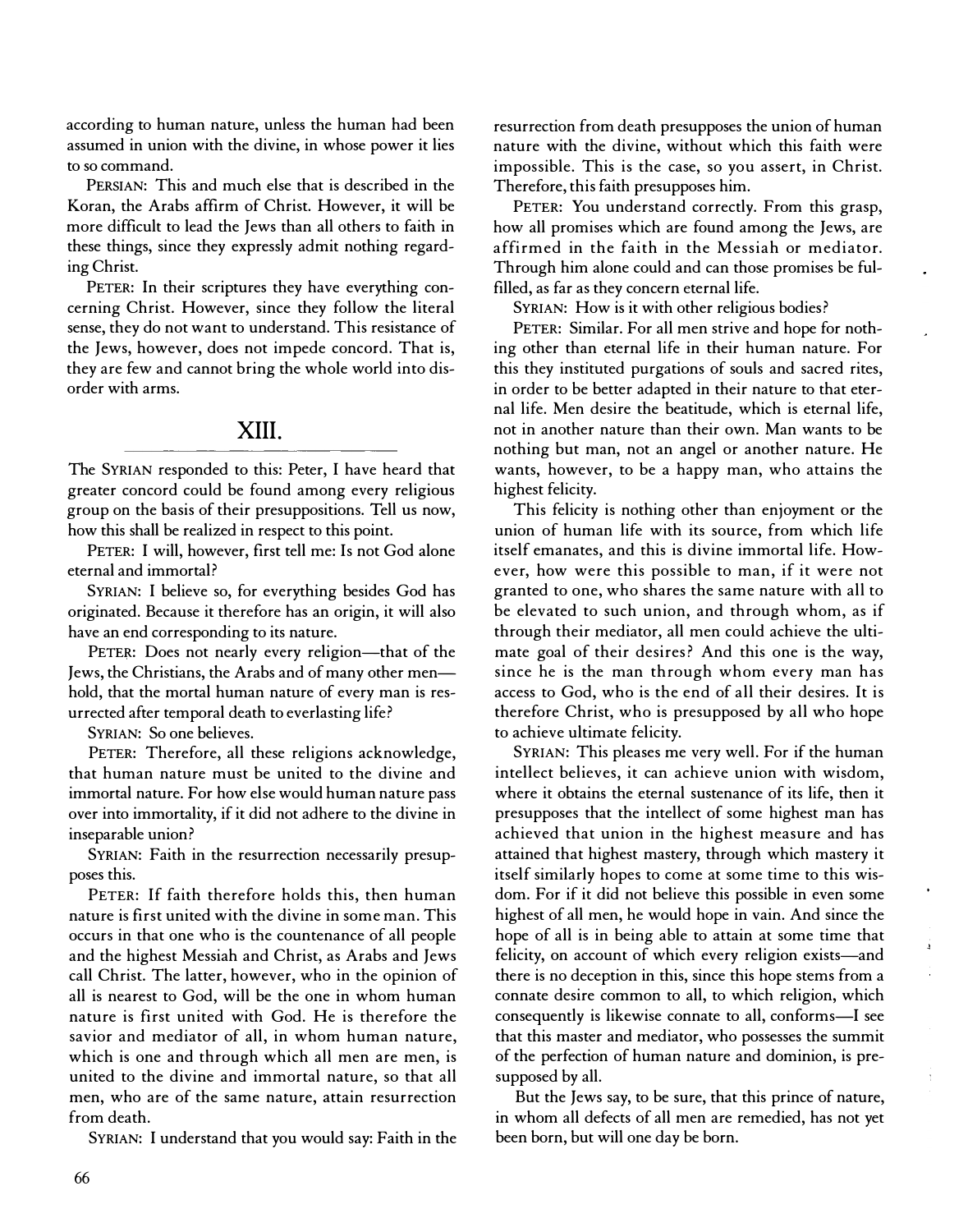according to human nature, unless the human had been assumed in union with the divine, in whose power it lies to so command.

PERSIAN: This and much else that is described in the Koran, the Arabs affirm of Christ. However, it will be more difficult to lead the Jews than all others to faith in these things, since they expressly admit nothing regarding Christ.

PETER: In their scriptures they have everything concerning Christ. However, since they follow the literal sense, they do not want to understand. This resistance of the Jews, however, does not impede concord. That is, they are few and cannot bring the whole world into disorder with arms.

## XIII.

The SYRIAN responded to this: Peter, I have heard that greater concord could be found among every religious group on the basis of their presuppositions. Tell us now, how this shall be realized in respect to this point.

PETER: I will, however, first tell me: Is not God alone eternal and immortal?

SYRIAN: I believe so, for everything besides God has originated. Because it therefore has an origin, it will also have an end corresponding to its nature.

PETER: Does not nearly every religion—that of the Jews, the Christians, the Arabs and of many other men—hold, that the mortal human nature of every man is resurrected after temporal death to everlasting life?

SYRIAN: So one believes.

PETER: Therefore, all these religions acknowledge, that human nature must be united to the divine and immortal nature. For how else would human nature pass over into immortality, if it did not adhere to the divine in inseparable union?

SYRIAN: Faith in the resurrection necessarily presupposes this.

PETER: If faith therefore holds this, then human nature is first united with the divine in some man. This occurs in that one who is the countenance of all people and the highest Messiah and Christ, as Arabs and Jews call Christ. The latter, however, who in the opinion of all is nearest to God, will be the one in whom human nature is first united with God. He is therefore the savior and mediator of all, in whom human nature, which is one and through which all men are men, is united to the divine and immortal nature, so that all men, who are of the same nature, attain resurrection from death.

SYRIAN: I understand that you would say: Faith in the resurrection from death presupposes the union of human nature with the divine, without which this faith were impossible. This is the case, so you assert, in Christ. Therefore, this faith presupposes him.

PETER: You understand correctly. From this grasp, how all promises which are found among the Jews, are affirmed in the faith in the Messiah or mediator. Through him alone could and can those promises be fulfilled, as far as they concern eternal life.

SYRIAN: How is it with other religious bodies?

PETER: Similar. For all men strive and hope for nothing other than eternal life in their human nature. For this they instituted purgations of souls and sacred rites, in order to be better adapted in their nature to that eternal life. Men desire the beatitude, which is eternal life, not in another nature than their own. Man wants to be nothing but man, not an angel or another nature. He wants, however, to be a happy man, who attains the highest felicity.

This felicity is nothing other than enjoyment or the union of human life with its source, from which life itself emanates, and this is divine immortal life. However, how were this possible to man, if it were not granted to one, who shares the same nature with all to be elevated to such union, and through whom, as if through their mediator, all men could achieve the ultimate goal of their desires? And this one is the way, since he is the man through whom every man has access to God, who is the end of all their desires. It is therefore Christ, who is presupposed by all who hope to achieve ultimate felicity.

SYRIAN: This pleases me very well. For if the human intellect believes, it can achieve union with wisdom, where it obtains the eternal sustenance of its life, then it presupposes that the intellect of some highest man has achieved that union in the highest measure and has attained that highest mastery, through which mastery it itself similarly hopes to come at some time to this wisdom. For if it did not believe this possible in even some highest of all men, he would hope in vain. And since the hope of all is in being able to attain at some time that felicity, on account of which every religion exists—and there is no deception in this, since this hope stems from a connate desire common to all, to which religion, which consequently is likewise connate to all, conforms—I see that this master and mediator, who possesses the summit of the perfection of human nature and dominion, is presupposed by all.

But the Jews say, to be sure, that this prince of nature, in whom all defects of all men are remedied, has not yet been born, but will one day be born.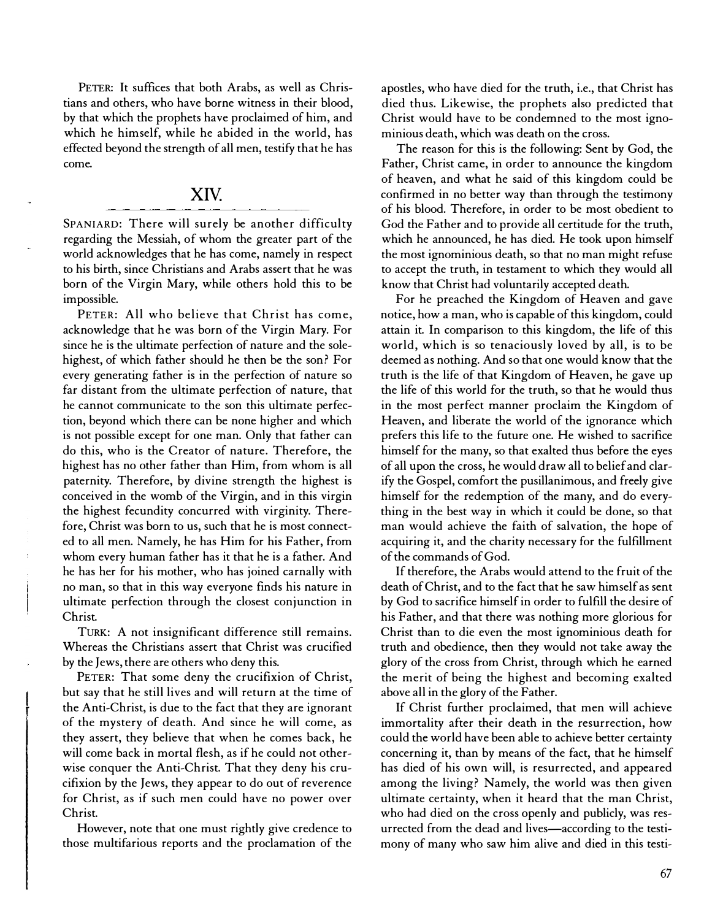PETER: It suffices that both Arabs, as well as Christians and others, who have borne witness in their blood, by that which the prophets have proclaimed of him, and which he himself, while he abided in the world, has effected beyond the strength of all men, testify that he has come.

## XIV.

SPANIARD: There will surely be another difficulty regarding the Messiah, of whom the greater part of the world acknowledges that he has come, namely in respect to his birth, since Christians and Arabs assert that he was born of the Virgin Mary, while others hold this to be impossible.

PETER: All who believe that Christ has come, acknowledge that he was born of the Virgin Mary. For since he is the ultimate perfection of nature and the sole-highest, of which father should he then be the son? For every generating father is in the perfection of nature so far distant from the ultimate perfection of nature, that he cannot communicate to the son this ultimate perfection, beyond which there can be none higher and which is not possible except for one man. Only that father can do this, who is the Creator of nature. Therefore, the highest has no other father than Him, from whom is all paternity. Therefore, by divine strength the highest is conceived in the womb of the Virgin, and in this virgin the highest fecundity concurred with virginity. Therefore, Christ was born to us, such that he is most connected to all men. Namely, he has Him for his Father, from whom every human father has it that he is a father. And he has her for his mother, who has joined carnally with no man, so that in this way everyone finds his nature in ultimate perfection through the closest conjunction in Christ.

TURK: A not insignificant difference still remains. Whereas the Christians assert that Christ was crucified by the Jews, there are others who deny this.

PETER: That some deny the crucifixion of Christ, but say that he still lives and will return at the time of the Anti-Christ, is due to the fact that they are ignorant of the mystery of death. And since he will come, as they assert, they believe that when he comes back, he will come back in mortal flesh, as if he could not otherwise conquer the Anti-Christ. That they deny his crucifixion by the Jews, they appear to do out of reverence for Christ, as if such men could have no power over Christ.

However, note that one must rightly give credence to those multifarious reports and the proclamation of the apostles, who have died for the truth, i.e., that Christ has died thus. Likewise, the prophets also predicted that Christ would have to be condemned to the most ignominious death, which was death on the cross.

The reason for this is the following: Sent by God, the Father, Christ came, in order to announce the kingdom of heaven, and what he said of this kingdom could be confirmed in no better way than through the testimony of his blood. Therefore, in order to be most obedient to God the Father and to provide all certitude for the truth, which he announced, he has died. He took upon himself the most ignominious death, so that no man might refuse to accept the truth, in testament to which they would all know that Christ had voluntarily accepted death.

For he preached the Kingdom of Heaven and gave notice, how a man, who is capable of this kingdom, could attain it. In comparison to this kingdom, the life of this world, which is so tenaciously loved by all, is to be deemed as nothing. And so that one would know that the truth is the life of that Kingdom of Heaven, he gave up the life of this world for the truth, so that he would thus in the most perfect manner proclaim the Kingdom of Heaven, and liberate the world of the ignorance which prefers this life to the future one. He wished to sacrifice himself for the many, so that exalted thus before the eyes of all upon the cross, he would draw all to belief and clarify the Gospel, comfort the pusillanimous, and freely give himself for the redemption of the many, and do everything in the best way in which it could be done, so that man would achieve the faith of salvation, the hope of acquiring it, and the charity necessary for the fulfillment of the commands of God.

If therefore, the Arabs would attend to the fruit of the death of Christ, and to the fact that he saw himself as sent by God to sacrifice himself in order to fulfill the desire of his Father, and that there was nothing more glorious for Christ than to die even the most ignominious death for truth and obedience, then they would not take away the glory of the cross from Christ, through which he earned the merit of being the highest and becoming exalted above all in the glory of the Father.

If Christ further proclaimed, that men will achieve immortality after their death in the resurrection, how could the world have been able to achieve better certainty concerning it, than by means of the fact, that he himself has died of his own will, is resurrected, and appeared among the living? Namely, the world was then given ultimate certainty, when it heard that the man Christ, who had died on the cross openly and publicly, was resurrected from the dead and lives—according to the testimony of many who saw him alive and died in this testi-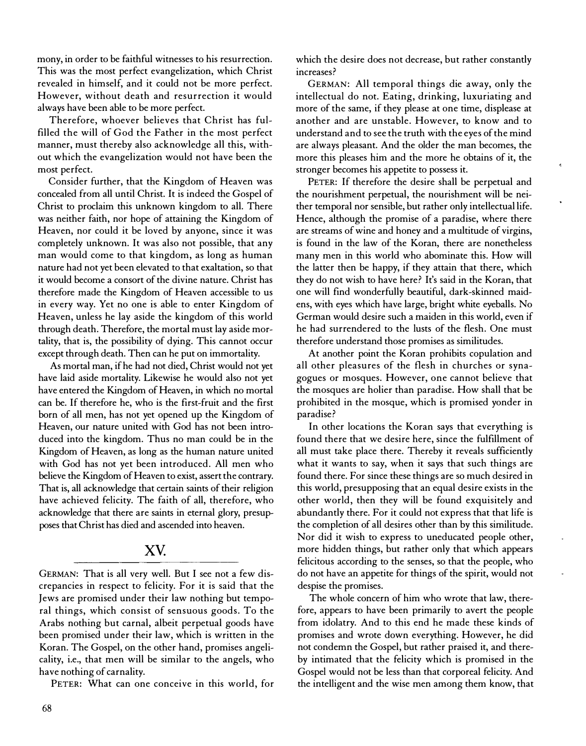mony, in order to be faithful witnesses to his resurrection. This was the most perfect evangelization, which Christ revealed in himself, and it could not be more perfect. However, without death and resurrection it would always have been able to be more perfect.

Therefore, whoever believes that Christ has fulfilled the will of God the Father in the most perfect manner, must thereby also acknowledge all this, without which the evangelization would not have been the most perfect.

Consider further, that the Kingdom of Heaven was concealed from all until Christ. It is indeed the Gospel of Christ to proclaim this unknown kingdom to all. There was neither faith, nor hope of attaining the Kingdom of Heaven, nor could it be loved by anyone, since it was completely unknown. It was also not possible, that any man would come to that kingdom, as long as human nature had not yet been elevated to that exaltation, so that it would become a consort of the divine nature. Christ has therefore made the Kingdom of Heaven accessible to us in every way. Yet no one is able to enter Kingdom of Heaven, unless he lay aside the kingdom of this world through death. Therefore, the mortal must lay aside mortality, that is, the possibility of dying. This cannot occur except through death. Then can he put on immortality.

As mortal man, if he had not died, Christ would not yet have laid aside mortality. Likewise he would also not yet have entered the Kingdom of Heaven, in which no mortal can be. If therefore he, who is the first-fruit and the first born of all men, has not yet opened up the Kingdom of Heaven, our nature united with God has not been introduced into the kingdom. Thus no man could be in the Kingdom of Heaven, as long as the human nature united with God has not yet been introduced. All men who believe the Kingdom of Heaven to exist, assert the contrary. That is, all acknowledge that certain saints of their religion have achieved felicity. The faith of all, therefore, who acknowledge that there are saints in eternal glory, presupposes that Christ has died and ascended into heaven.

## XV.

GERMAN: That is all very well. But I see not a few discrepancies in respect to felicity. For it is said that the Jews are promised under their law nothing but temporal things, which consist of sensuous goods. To the Arabs nothing but carnal, albeit perpetual goods have been promised under their law, which is written in the Koran. The Gospel, on the other hand, promises angelicality, i.e., that men will be similar to the angels, who have nothing of carnality.

PETER: What can one conceive in this world, for which the desire does not decrease, but rather constantly increases?

GERMAN: All temporal things die away, only the intellectual do not. Eating, drinking, luxuriating and more of the same, if they please at one time, displease at another and are unstable. However, to know and to understand and to see the truth with the eyes of the mind are always pleasant. And the older the man becomes, the more this pleases him and the more he obtains of it, the stronger becomes his appetite to possess it.

PETER: If therefore the desire shall be perpetual and the nourishment perpetual, the nourishment will be neither temporal nor sensible, but rather only intellectual life. Hence, although the promise of a paradise, where there are streams of wine and honey and a multitude of virgins, is found in the law of the Koran, there are nonetheless many men in this world who abominate this. How will the latter then be happy, if they attain that there, which they do not wish to have here? It's said in the Koran, that one will find wonderfully beautiful, dark-skinned maidens, with eyes which have large, bright white eyeballs. No German would desire such a maiden in this world, even if he had surrendered to the lusts of the flesh. One must therefore understand those promises as similitudes.

At another point the Koran prohibits copulation and all other pleasures of the flesh in churches or synagogues or mosques. However, one cannot believe that the mosques are holier than paradise. How shall that be prohibited in the mosque, which is promised yonder in paradise?

In other locations the Koran says that everything is found there that we desire here, since the fulfillment of all must take place there. Thereby it reveals sufficiently what it wants to say, when it says that such things are found there. For since these things are so much desired in this world, presupposing that an equal desire exists in the other world, then they will be found exquisitely and abundantly there. For it could not express that that life is the completion of all desires other than by this similitude. Nor did it wish to express to uneducated people other, more hidden things, but rather only that which appears felicitous according to the senses, so that the people, who do not have an appetite for things of the spirit, would not despise the promises.

The whole concern of him who wrote that law, therefore, appears to have been primarily to avert the people from idolatry. And to this end he made these kinds of promises and wrote down everything. However, he did not condemn the Gospel, but rather praised it, and thereby intimated that the felicity which is promised in the Gospel would not be less than that corporeal felicity. And the intelligent and the wise men among them know, that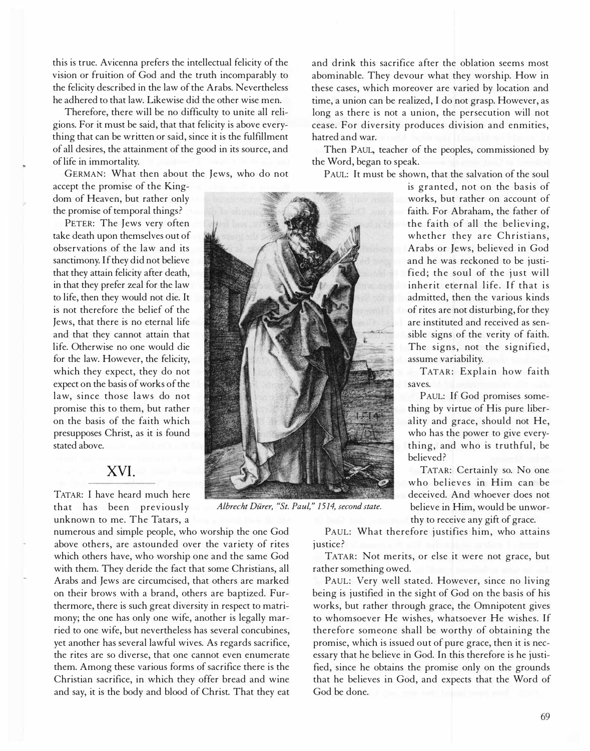this is true. Avicenna prefers the intellectual felicity of the vision or fruition of God and the truth incomparably to the felicity described in the law of the Arabs. Nevertheless he adhered to that law. Likewise did the other wise men.

Therefore, there will be no difficulty to unite all religions. For it must be said, that that felicity is above everything that can be written or said, since it is the fulfillment of all desires, the attainment of the good in its source, and of life in immortality.

GERMAN: What then about the Jews, who do not accept the promise of the Kingdom of Heaven, but rather only the promise of temporal things?

PETER: The Jews very often take death upon themselves out of observations of the law and its sanctimony. If they did not believe that they attain felicity after death, in that they prefer zeal for the law to life, then they would not die. It is not therefore the belief of the Jews, that there is no eternal life and that they cannot attain that life. Otherwise no one would die for the law. However, the felicity, which they expect, they do not expect on the basis of works of the law, since those laws do not promise this to them, but rather on the basis of the faith which presupposes Christ, as it is found stated above.

## XVI.

TATAR: I have heard much here that has been previously unknown to me. The Tatars, a numerous and simple people, who worship the one God above others, are astounded over the variety of rites which others have, who worship one and the same God with them. They deride the fact that some Christians, all Arabs and Jews are circumcised, that others are marked on their brows with a brand, others are baptized. Furthermore, there is such great diversity in respect to matrimony; the one has only one wife, another is legally married to one wife, but nevertheless has several concubines, yet another has several lawful wives. As regards sacrifice, the rites are so diverse, that one cannot even enumerate them. Among these various forms of sacrifice there is the Christian sacrifice, in which they offer bread and wine and say, it is the body and blood of Christ. That they eat and drink this sacrifice after the oblation seems most abominable. They devour what they worship. How in these cases, which moreover are varied by location and time, a union can be realized, I do not grasp. However, as long as there is not a union, the persecution will not cease. For diversity produces division and enmities, hatred and war.

*Albrecht Dürer, "St. Paul," 1514, second state.*

Then PAUL, teacher of the peoples, commissioned by the Word, began to speak.

PAUL: It must be shown, that the salvation of the soul is granted, not on the basis of works, but rather on account of faith. For Abraham, the father of the faith of all the believing, whether they are Christians, Arabs or Jews, believed in God and he was reckoned to be justified; the soul of the just will inherit eternal life. If that is admitted, then the various kinds of rites are not disturbing, for they are instituted and received as sensible signs of the verity of faith. The signs, not the signified, assume variability.

TATAR: Explain how faith saves.

PAUL: If God promises something by virtue of His pure liberality and grace, should not He, who has the power to give everything, and who is truthful, be believed?

TATAR: Certainly so. No one who believes in Him can be deceived. And whoever does not believe in Him, would be unworthy to receive any gift of grace.

PAUL: What therefore justifies him, who attains justice?

TATAR: Not merits, or else it were not grace, but rather something owed.

PAUL: Very well stated. However, since no living being is justified in the sight of God on the basis of his works, but rather through grace, the Omnipotent gives to whomsoever He wishes, whatsoever He wishes. If therefore someone shall be worthy of obtaining the promise, which is issued out of pure grace, then it is necessary that he believe in God. In this therefore is he justified, since he obtains the promise only on the grounds that he believes in God, and expects that the Word of God be done.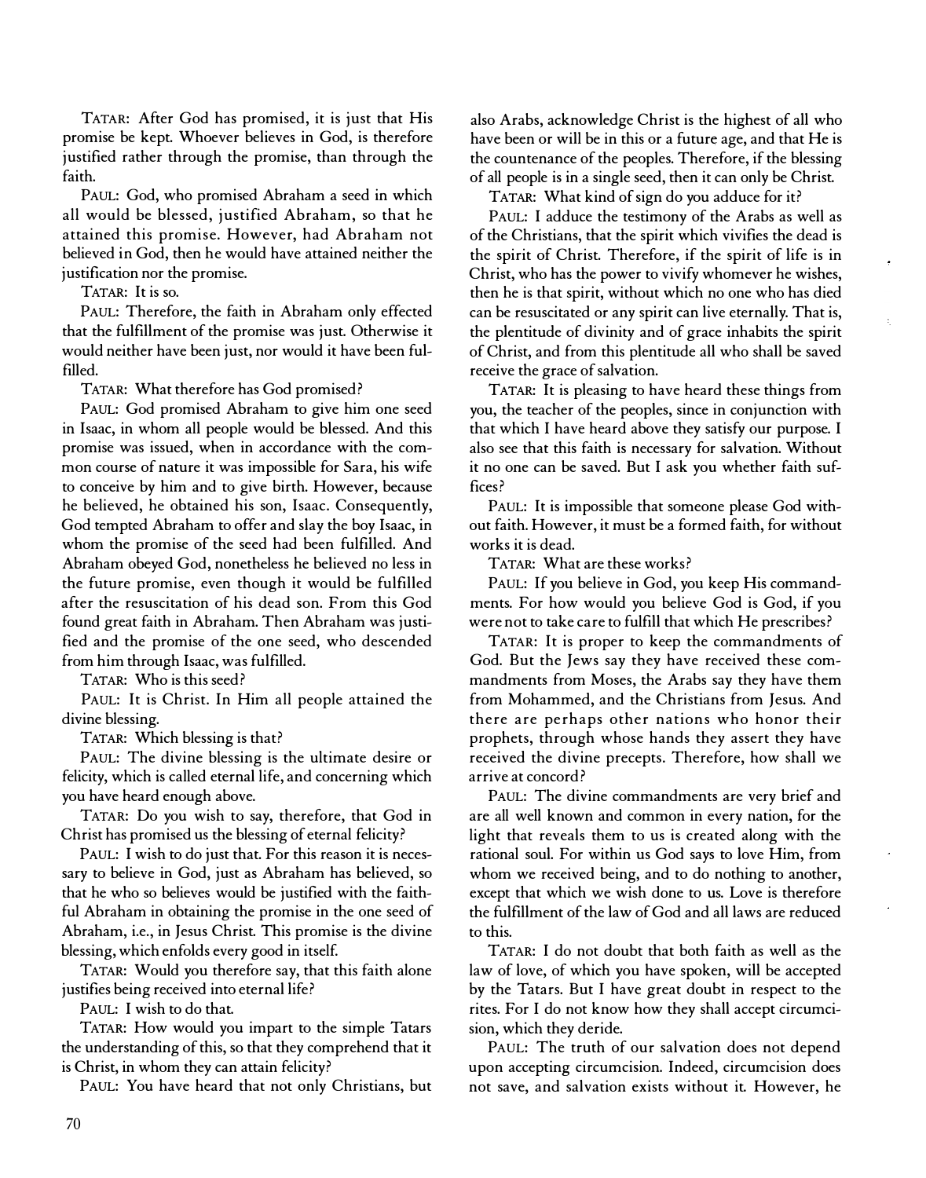TATAR: After God has promised, it is just that His promise be kept. Whoever believes in God, is therefore justified rather through the promise, than through the faith.

PAUL: God, who promised Abraham a seed in which all would be blessed, justified Abraham, so that he attained this promise. However, had Abraham not believed in God, then he would have attained neither the justification nor the promise.

TATAR: It is so.

PAUL: Therefore, the faith in Abraham only effected that the fulfillment of the promise was just. Otherwise it would neither have been just, nor would it have been fulfilled.

TATAR: What therefore has God promised?

PAUL: God promised Abraham to give him one seed in Isaac, in whom all people would be blessed. And this promise was issued, when in accordance with the common course of nature it was impossible for Sara, his wife to conceive by him and to give birth. However, because he believed, he obtained his son, Isaac. Consequently, God tempted Abraham to offer and slay the boy Isaac, in whom the promise of the seed had been fulfilled. And Abraham obeyed God, nonetheless he believed no less in the future promise, even though it would be fulfilled after the resuscitation of his dead son. From this God found great faith in Abraham. Then Abraham was justified and the promise of the one seed, who descended from him through Isaac, was fulfilled.

TATAR: Who is this seed?

PAUL: It is Christ. In Him all people attained the divine blessing.

TATAR: Which blessing is that?

PAUL: The divine blessing is the ultimate desire or felicity, which is called eternal life, and concerning which you have heard enough above.

TATAR: Do you wish to say, therefore, that God in Christ has promised us the blessing of eternal felicity?

PAUL: I wish to do just that. For this reason it is necessary to believe in God, just as Abraham has believed, so that he who so believes would be justified with the faithful Abraham in obtaining the promise in the one seed of Abraham, i.e., in Jesus Christ. This promise is the divine blessing, which enfolds every good in itself.

TATAR: Would you therefore say, that this faith alone justifies being received into eternal life?

PAUL: I wish to do that.

TATAR: How would you impart to the simple Tatars the understanding of this, so that they comprehend that it is Christ, in whom they can attain felicity?

PAUL: You have heard that not only Christians, but also Arabs, acknowledge Christ is the highest of all who have been or will be in this or a future age, and that He is the countenance of the peoples. Therefore, if the blessing of all people is in a single seed, then it can only be Christ.

TATAR: What kind of sign do you adduce for it?

PAUL: I adduce the testimony of the Arabs as well as of the Christians, that the spirit which vivifies the dead is the spirit of Christ. Therefore, if the spirit of life is in Christ, who has the power to vivify whomever he wishes, then he is that spirit, without which no one who has died can be resuscitated or any spirit can live eternally. That is, the plentitude of divinity and of grace inhabits the spirit of Christ, and from this plentitude all who shall be saved receive the grace of salvation.

TATAR: It is pleasing to have heard these things from you, the teacher of the peoples, since in conjunction with that which I have heard above they satisfy our purpose. I also see that this faith is necessary for salvation. Without it no one can be saved. But I ask you whether faith suffices?

PAUL: It is impossible that someone please God without faith. However, it must be a formed faith, for without works it is dead.

TATAR: What are these works?

PAUL: If you believe in God, you keep His commandments. For how would you believe God is God, if you were not to take care to fulfill that which He prescribes?

TATAR: It is proper to keep the commandments of God. But the Jews say they have received these commandments from Moses, the Arabs say they have them from Mohammed, and the Christians from Jesus. And there are perhaps other nations who honor their prophets, through whose hands they assert they have received the divine precepts. Therefore, how shall we arrive at concord?

PAUL: The divine commandments are very brief and are all well known and common in every nation, for the light that reveals them to us is created along with the rational soul. For within us God says to love Him, from whom we received being, and to do nothing to another, except that which we wish done to us. Love is therefore the fulfillment of the law of God and all laws are reduced to this.

TATAR: I do not doubt that both faith as well as the law of love, of which you have spoken, will be accepted by the Tatars. But I have great doubt in respect to the rites. For I do not know how they shall accept circumcision, which they deride.

PAUL: The truth of our salvation does not depend upon accepting circumcision. Indeed, circumcision does not save, and salvation exists without it. However, he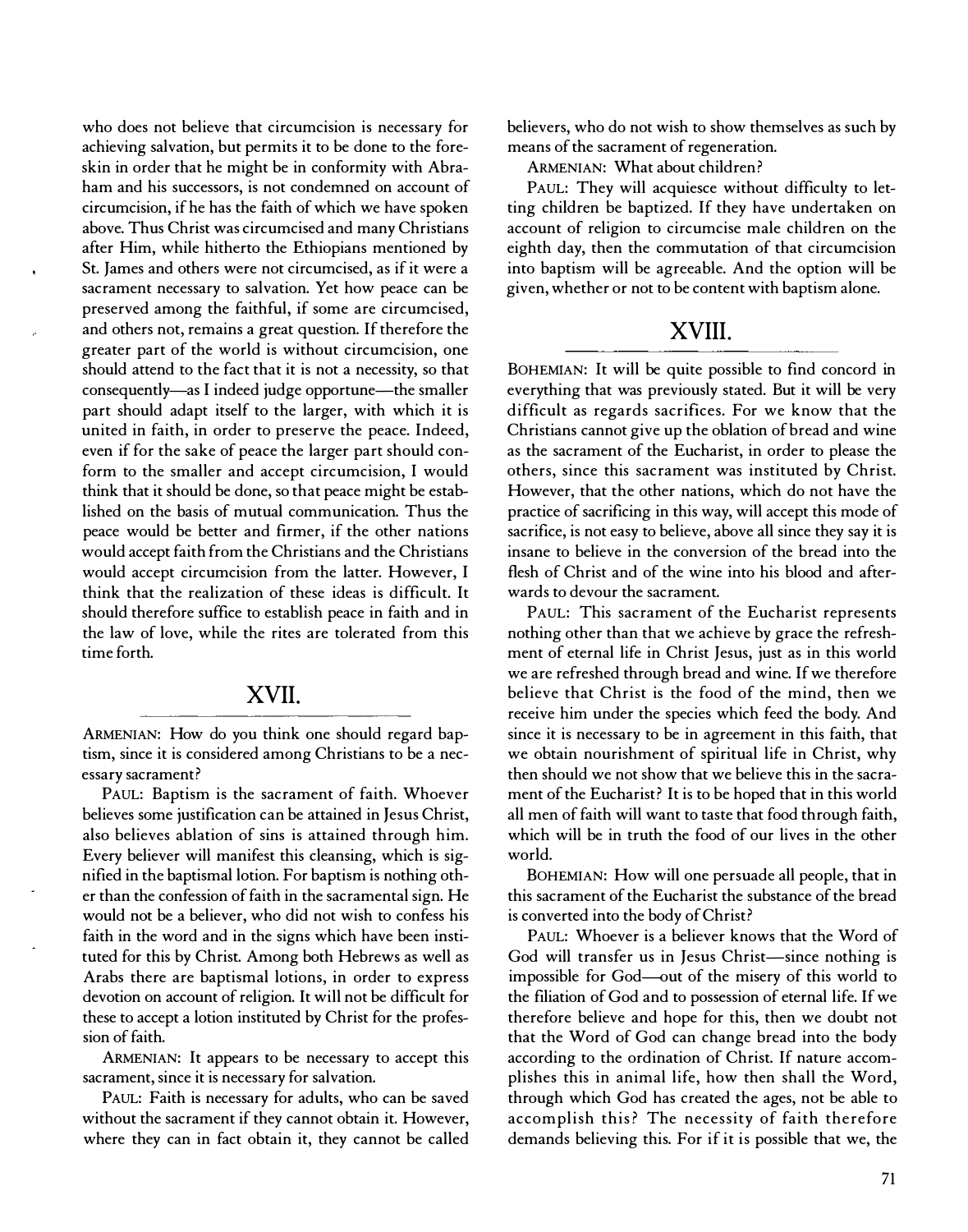who does not believe that circumcision is necessary for achieving salvation, but permits it to be done to the foreskin in order that he might be in conformity with Abraham and his successors, is not condemned on account of circumcision, if he has the faith of which we have spoken above. Thus Christ was circumcised and many Christians after Him, while hitherto the Ethiopians mentioned by St. James and others were not circumcised, as if it were a sacrament necessary to salvation. Yet how peace can be preserved among the faithful, if some are circumcised, and others not, remains a great question. If therefore the greater part of the world is without circumcision, one should attend to the fact that it is not a necessity, so that consequently—as I indeed judge opportune—the smaller part should adapt itself to the larger, with which it is united in faith, in order to preserve the peace. Indeed, even if for the sake of peace the larger part should conform to the smaller and accept circumcision, I would think that it should be done, so that peace might be established on the basis of mutual communication. Thus the peace would be better and firmer, if the other nations would accept faith from the Christians and the Christians would accept circumcision from the latter. However, I think that the realization of these ideas is difficult. It should therefore suffice to establish peace in faith and in the law of love, while the rites are tolerated from this time forth.

## XVII.

ARMENIAN: How do you think one should regard baptism, since it is considered among Christians to be a necessary sacrament?

PAUL: Baptism is the sacrament of faith. Whoever believes some justification can be attained in Jesus Christ, also believes ablation of sins is attained through him. Every believer will manifest this cleansing, which is signified in the baptismal lotion. For baptism is nothing other than the confession of faith in the sacramental sign. He would not be a believer, who did not wish to confess his faith in the word and in the signs which have been instituted for this by Christ. Among both Hebrews as well as Arabs there are baptismal lotions, in order to express devotion on account of religion. It will not be difficult for these to accept a lotion instituted by Christ for the profession of faith.

ARMENIAN: It appears to be necessary to accept this sacrament, since it is necessary for salvation.

PAUL: Faith is necessary for adults, who can be saved without the sacrament if they cannot obtain it. However, where they can in fact obtain it, they cannot be called believers, who do not wish to show themselves as such by means of the sacrament of regeneration.

ARMENIAN: What about children?

PAUL: They will acquiesce without difficulty to letting children be baptized. If they have undertaken on account of religion to circumcise male children on the eighth day, then the commutation of that circumcision into baptism will be agreeable. And the option will be given, whether or not to be content with baptism alone.

## XVIII.

BOHEMIAN: It will be quite possible to find concord in everything that was previously stated. But it will be very difficult as regards sacrifices. For we know that the Christians cannot give up the oblation of bread and wine as the sacrament of the Eucharist, in order to please the others, since this sacrament was instituted by Christ. However, that the other nations, which do not have the practice of sacrificing in this way, will accept this mode of sacrifice, is not easy to believe, above all since they say it is insane to believe in the conversion of the bread into the flesh of Christ and of the wine into his blood and afterwards to devour the sacrament.

PAUL: This sacrament of the Eucharist represents nothing other than that we achieve by grace the refreshment of eternal life in Christ Jesus, just as in this world we are refreshed through bread and wine. If we therefore believe that Christ is the food of the mind, then we receive him under the species which feed the body. And since it is necessary to be in agreement in this faith, that we obtain nourishment of spiritual life in Christ, why then should we not show that we believe this in the sacrament of the Eucharist? It is to be hoped that in this world all men of faith will want to taste that food through faith, which will be in truth the food of our lives in the other world.

BOHEMIAN: How will one persuade all people, that in this sacrament of the Eucharist the substance of the bread is converted into the body of Christ?

PAUL: Whoever is a believer knows that the Word of God will transfer us in Jesus Christ—since nothing is impossible for God—out of the misery of this world to the filiation of God and to possession of eternal life. If we therefore believe and hope for this, then we doubt not that the Word of God can change bread into the body according to the ordination of Christ. If nature accomplishes this in animal life, how then shall the Word, through which God has created the ages, not be able to accomplish this? The necessity of faith therefore demands believing this. For if it is possible that we, the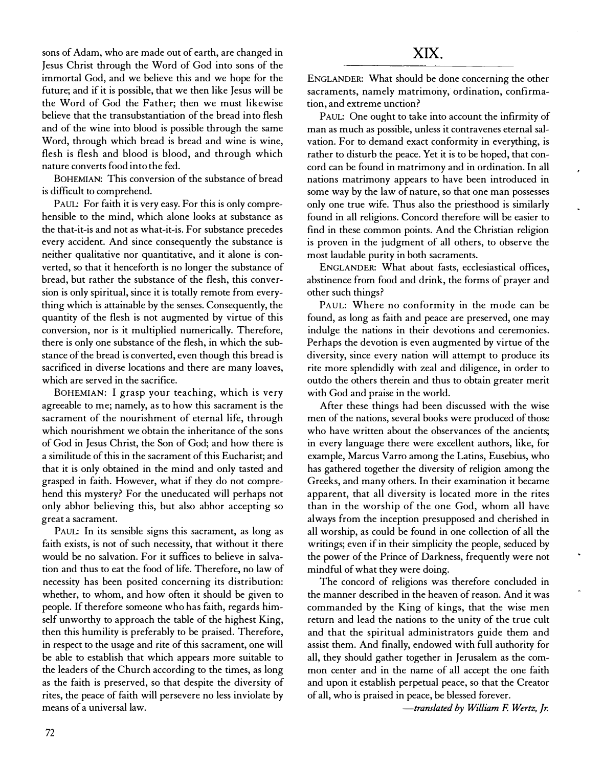sons of Adam, who are made out of earth, are changed in Jesus Christ through the Word of God into sons of the immortal God, and we believe this and we hope for the future; and if it is possible, that we then like Jesus will be the Word of God the Father; then we must likewise believe that the transubstantiation of the bread into flesh and of the wine into blood is possible through the same Word, through which bread is bread and wine is wine, flesh is flesh and blood is blood, and through which nature converts food into the fed.

BOHEMIAN: This conversion of the substance of bread is difficult to comprehend.

PAUL: For faith it is very easy. For this is only comprehensible to the mind, which alone looks at substance as the that-it-is and not as what-it-is. For substance precedes every accident. And since consequently the substance is neither qualitative nor quantitative, and it alone is converted, so that it henceforth is no longer the substance of bread, but rather the substance of the flesh, this conversion is only spiritual, since it is totally remote from everything which is attainable by the senses. Consequently, the quantity of the flesh is not augmented by virtue of this conversion, nor is it multiplied numerically. Therefore, there is only one substance of the flesh, in which the substance of the bread is converted, even though this bread is sacrificed in diverse locations and there are many loaves, which are served in the sacrifice.

BOHEMIAN: I grasp your teaching, which is very agreeable to me; namely, as to how this sacrament is the sacrament of the nourishment of eternal life, through which nourishment we obtain the inheritance of the sons of God in Jesus Christ, the Son of God; and how there is a similitude of this in the sacrament of this Eucharist; and that it is only obtained in the mind and only tasted and grasped in faith. However, what if they do not comprehend this mystery? For the uneducated will perhaps not only abhor believing this, but also abhor accepting so great a sacrament.

PAUL: In its sensible signs this sacrament, as long as faith exists, is not of such necessity, that without it there would be no salvation. For it suffices to believe in salvation and thus to eat the food of life. Therefore, no law of necessity has been posited concerning its distribution: whether, to whom, and how often it should be given to people. If therefore someone who has faith, regards himself unworthy to approach the table of the highest King, then this humility is preferably to be praised. Therefore, in respect to the usage and rite of this sacrament, one will be able to establish that which appears more suitable to the leaders of the Church according to the times, as long as the faith is preserved, so that despite the diversity of rites, the peace of faith will persevere no less inviolate by means of a universal law.

## XIX.

ENGLANDER: What should be done concerning the other sacraments, namely matrimony, ordination, confirmation, and extreme unction?

PAUL: One ought to take into account the infirmity of man as much as possible, unless it contravenes eternal salvation. For to demand exact conformity in everything, is rather to disturb the peace. Yet it is to be hoped, that concord can be found in matrimony and in ordination. In all nations matrimony appears to have been introduced in some way by the law of nature, so that one man possesses only one true wife. Thus also the priesthood is similarly found in all religions. Concord therefore will be easier to find in these common points. And the Christian religion is proven in the judgment of all others, to observe the most laudable purity in both sacraments.

ENGLANDER: What about fasts, ecclesiastical offices, abstinence from food and drink, the forms of prayer and other such things?

PAUL: Where no conformity in the mode can be found, as long as faith and peace are preserved, one may indulge the nations in their devotions and ceremonies. Perhaps the devotion is even augmented by virtue of the diversity, since every nation will attempt to produce its rite more splendidly with zeal and diligence, in order to outdo the others therein and thus to obtain greater merit with God and praise in the world.

After these things had been discussed with the wise men of the nations, several books were produced of those who have written about the observances of the ancients; in every language there were excellent authors, like, for example, Marcus Varro among the Latins, Eusebius, who has gathered together the diversity of religion among the Greeks, and many others. In their examination it became apparent, that all diversity is located more in the rites than in the worship of the one God, whom all have always from the inception presupposed and cherished in all worship, as could be found in one collection of all the writings; even if in their simplicity the people, seduced by the power of the Prince of Darkness, frequently were not mindful of what they were doing.

The concord of religions was therefore concluded in the manner described in the heaven of reason. And it was commanded by the King of kings, that the wise men return and lead the nations to the unity of the true cult and that the spiritual administrators guide them and assist them. And finally, endowed with full authority for all, they should gather together in Jerusalem as the common center and in the name of all accept the one faith and upon it establish perpetual peace, so that the Creator of all, who is praised in peace, be blessed forever.

*—translated by William F. Wertz, Jr.*